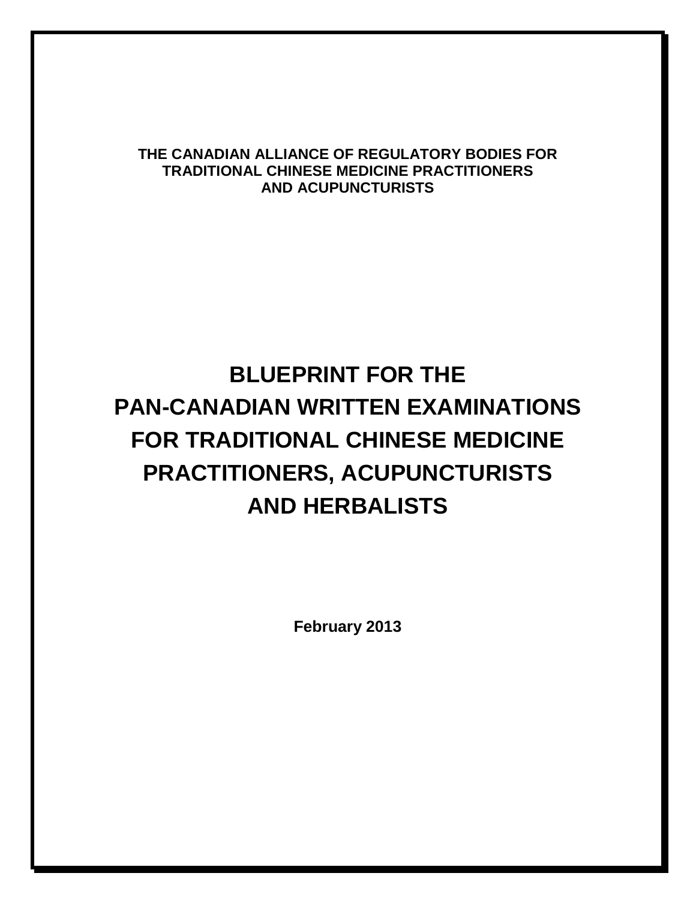**THE CANADIAN ALLIANCE OF REGULATORY BODIES FOR TRADITIONAL CHINESE MEDICINE PRACTITIONERS AND ACUPUNCTURISTS**

# BLUEPRINT FOR THE PAN-CANADIAN WRITTEN EXAMINATIONS FOR TRADITIONAL CHINESE MEDICINE PRACTITIONERS, ACUPUNCTURISTS AND HERBALISTS

**February 2013**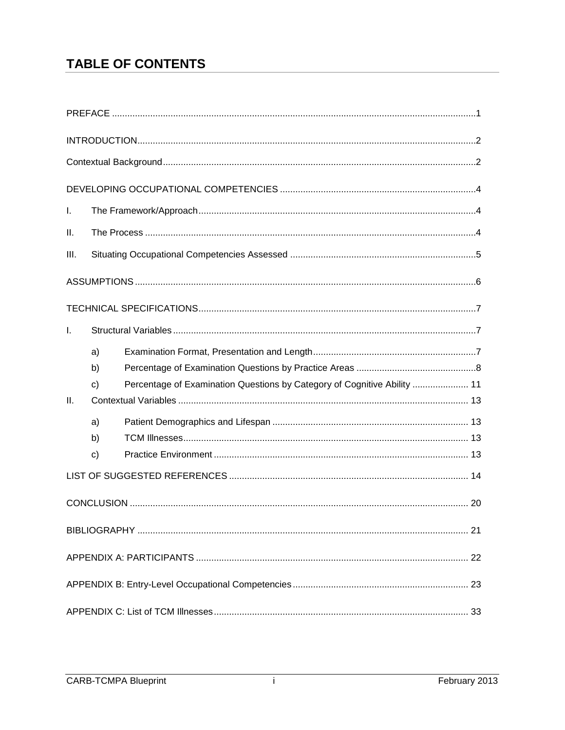# TABLE OF CONTENTS

PREFACE ........................................................................................................................................1

INTRODUCTION...............................................................................................................................2

Contextual Background.....................................................................................................................2

DEVELOPING OCCUPATIONAL COMPETENCIES ........................................................................4

I. The Framework/Approach.............................................................................................................4

II. The Process .................................................................................................................................4

III. Situating Occupational Competencies Assessed .......................................................................5

ASSUMPTIONS ................................................................................................................................6

TECHNICAL SPECIFICATIONS.......................................................................................................7

I. Structural Variables .......................................................................................................................7

a) Examination Format, Presentation and Length ...........................................................................7

b) Percentage of Examination Questions by Practice Areas ...........................................................8

c) Percentage of Examination Questions by Category of Cognitive Ability ..................... 11

II. Contextual Variables ................................................................................................................. 13

a) Patient Demographics and Lifespan ........................................................................................ 13

b) TCM Illnesses........................................................................................................................... 13

c) Practice Environment ............................................................................................................... 13

LIST OF SUGGESTED REFERENCES ......................................................................................... 14

CONCLUSION ............................................................................................................................... 20

BIBLIOGRAPHY ............................................................................................................................. 21

APPENDIX A: PARTICIPANTS ...................................................................................................... 22

APPENDIX B: Entry-Level Occupational Competencies ................................................................ 23

APPENDIX C: List of TCM Illnesses ............................................................................................... 33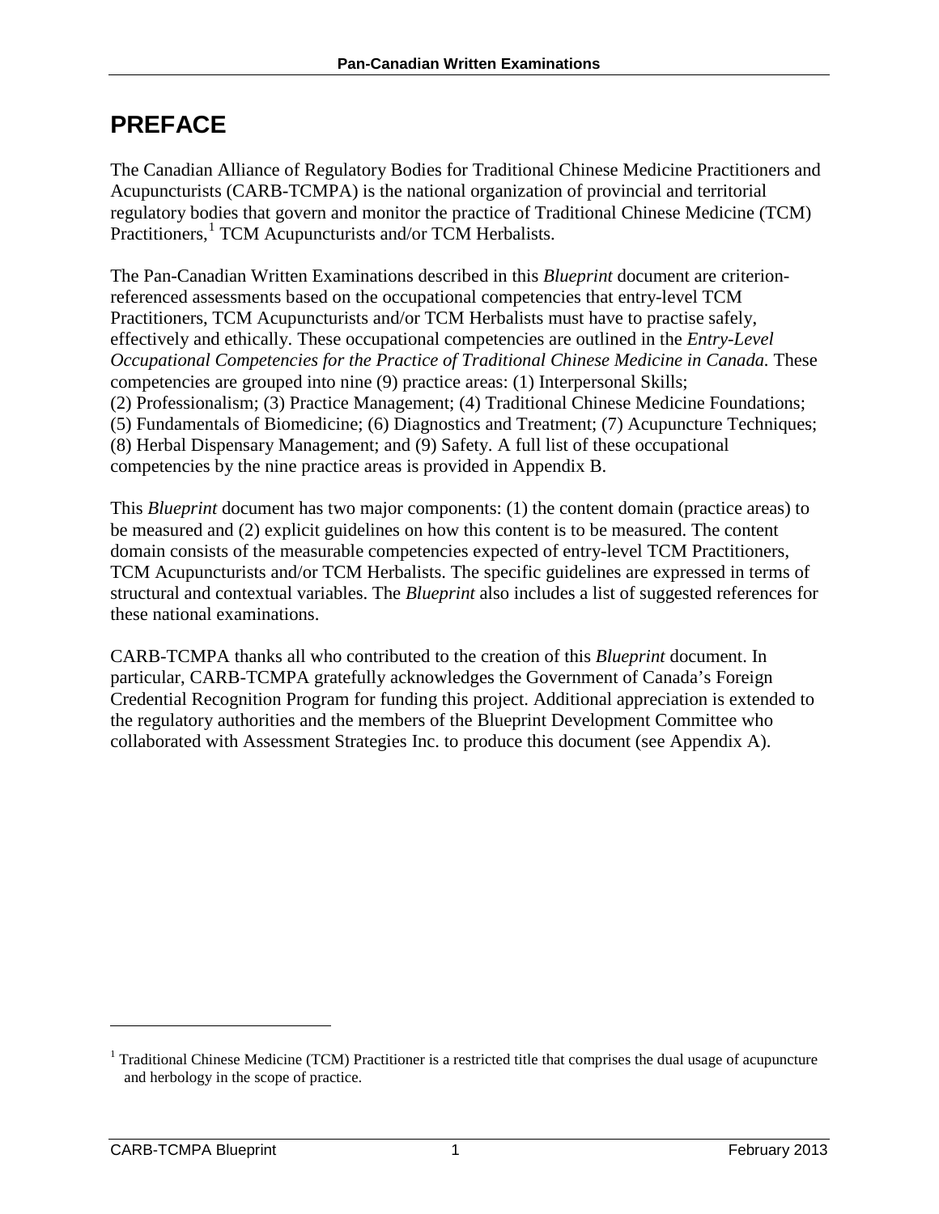# PREFACE

The Canadian Alliance of Regulatory Bodies for Traditional Chinese Medicine Practitioners and Acupuncturists (CARB-TCMPA) is the national organization of provincial and territorial regulatory bodies that govern and monitor the practice of Traditional Chinese Medicine (TCM) Practitioners,[1] TCM Acupuncturists and/or TCM Herbalists.

The Pan-Canadian Written Examinations described in this *Blueprint* document are criterion-referenced assessments based on the occupational competencies that entry-level TCM Practitioners, TCM Acupuncturists and/or TCM Herbalists must have to practise safely, effectively and ethically. These occupational competencies are outlined in the *Entry-Level Occupational Competencies for the Practice of Traditional Chinese Medicine in Canada.* These competencies are grouped into nine (9) practice areas: (1) Interpersonal Skills; (2) Professionalism; (3) Practice Management; (4) Traditional Chinese Medicine Foundations; (5) Fundamentals of Biomedicine; (6) Diagnostics and Treatment; (7) Acupuncture Techniques; (8) Herbal Dispensary Management; and (9) Safety. A full list of these occupational competencies by the nine practice areas is provided in Appendix B.

This *Blueprint* document has two major components: (1) the content domain (practice areas) to be measured and (2) explicit guidelines on how this content is to be measured. The content domain consists of the measurable competencies expected of entry-level TCM Practitioners, TCM Acupuncturists and/or TCM Herbalists. The specific guidelines are expressed in terms of structural and contextual variables. The *Blueprint* also includes a list of suggested references for these national examinations.

CARB-TCMPA thanks all who contributed to the creation of this *Blueprint* document. In particular, CARB-TCMPA gratefully acknowledges the Government of Canada's Foreign Credential Recognition Program for funding this project. Additional appreciation is extended to the regulatory authorities and the members of the Blueprint Development Committee who collaborated with Assessment Strategies Inc. to produce this document (see Appendix A).

---

[1] Traditional Chinese Medicine (TCM) Practitioner is a restricted title that comprises the dual usage of acupuncture and herbology in the scope of practice.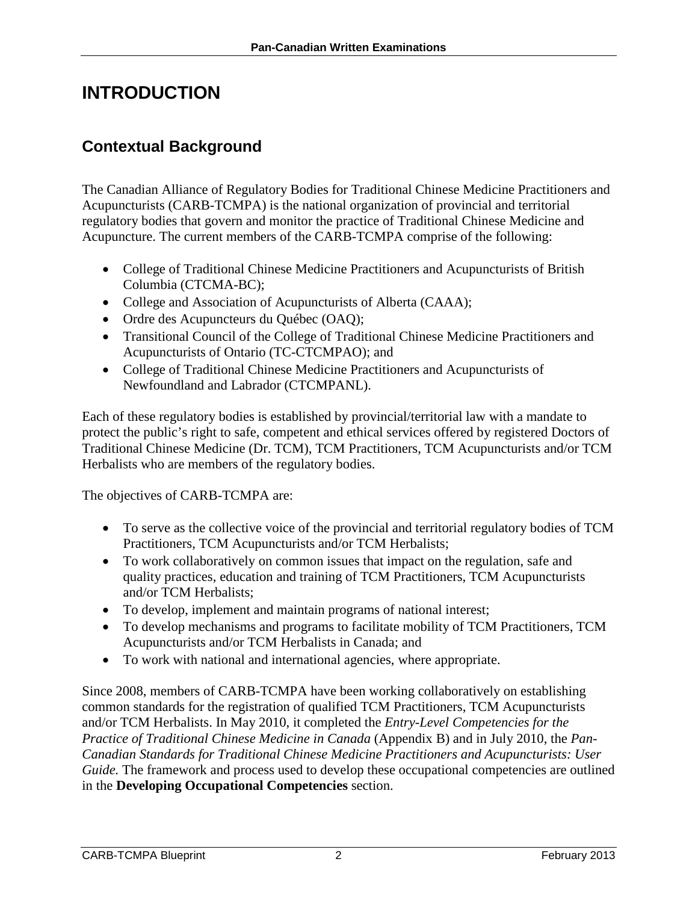# INTRODUCTION

## Contextual Background

The Canadian Alliance of Regulatory Bodies for Traditional Chinese Medicine Practitioners and Acupuncturists (CARB-TCMPA) is the national organization of provincial and territorial regulatory bodies that govern and monitor the practice of Traditional Chinese Medicine and Acupuncture. The current members of the CARB-TCMPA comprise of the following:

- College of Traditional Chinese Medicine Practitioners and Acupuncturists of British Columbia (CTCMA-BC);
- College and Association of Acupuncturists of Alberta (CAAA);
- Ordre des Acupuncteurs du Québec (OAQ);
- Transitional Council of the College of Traditional Chinese Medicine Practitioners and Acupuncturists of Ontario (TC-CTCMPAO); and
- College of Traditional Chinese Medicine Practitioners and Acupuncturists of Newfoundland and Labrador (CTCMPANL).

Each of these regulatory bodies is established by provincial/territorial law with a mandate to protect the public's right to safe, competent and ethical services offered by registered Doctors of Traditional Chinese Medicine (Dr. TCM), TCM Practitioners, TCM Acupuncturists and/or TCM Herbalists who are members of the regulatory bodies.

The objectives of CARB-TCMPA are:

- To serve as the collective voice of the provincial and territorial regulatory bodies of TCM Practitioners, TCM Acupuncturists and/or TCM Herbalists;
- To work collaboratively on common issues that impact on the regulation, safe and quality practices, education and training of TCM Practitioners, TCM Acupuncturists and/or TCM Herbalists;
- To develop, implement and maintain programs of national interest;
- To develop mechanisms and programs to facilitate mobility of TCM Practitioners, TCM Acupuncturists and/or TCM Herbalists in Canada; and
- To work with national and international agencies, where appropriate.

Since 2008, members of CARB-TCMPA have been working collaboratively on establishing common standards for the registration of qualified TCM Practitioners, TCM Acupuncturists and/or TCM Herbalists. In May 2010, it completed the *Entry-Level Competencies for the Practice of Traditional Chinese Medicine in Canada* (Appendix B) and in July 2010, the *Pan-Canadian Standards for Traditional Chinese Medicine Practitioners and Acupuncturists: User Guide.* The framework and process used to develop these occupational competencies are outlined in the **Developing Occupational Competencies** section.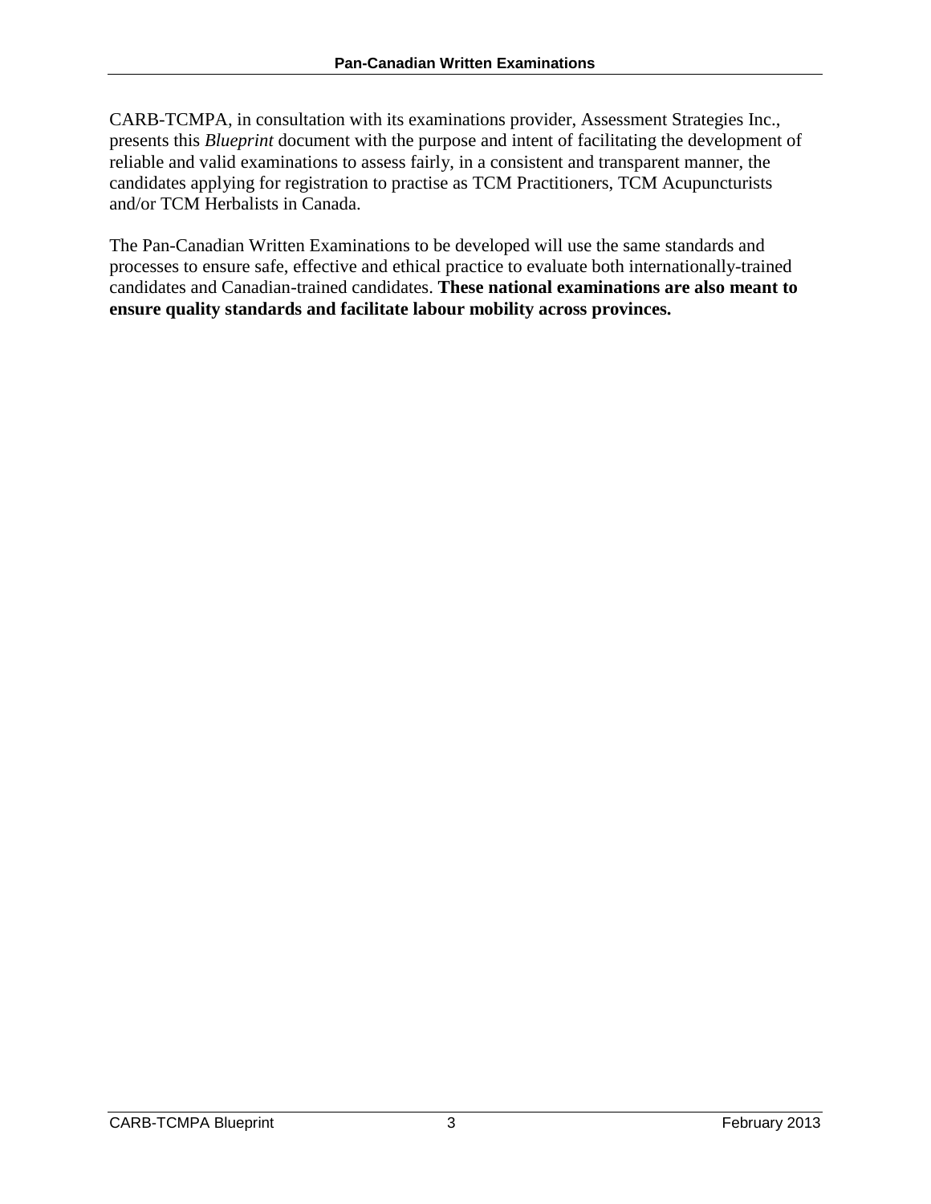CARB-TCMPA, in consultation with its examinations provider, Assessment Strategies Inc., presents this *Blueprint* document with the purpose and intent of facilitating the development of reliable and valid examinations to assess fairly, in a consistent and transparent manner, the candidates applying for registration to practise as TCM Practitioners, TCM Acupuncturists and/or TCM Herbalists in Canada.

The Pan-Canadian Written Examinations to be developed will use the same standards and processes to ensure safe, effective and ethical practice to evaluate both internationally-trained candidates and Canadian-trained candidates. **These national examinations are also meant to ensure quality standards and facilitate labour mobility across provinces.**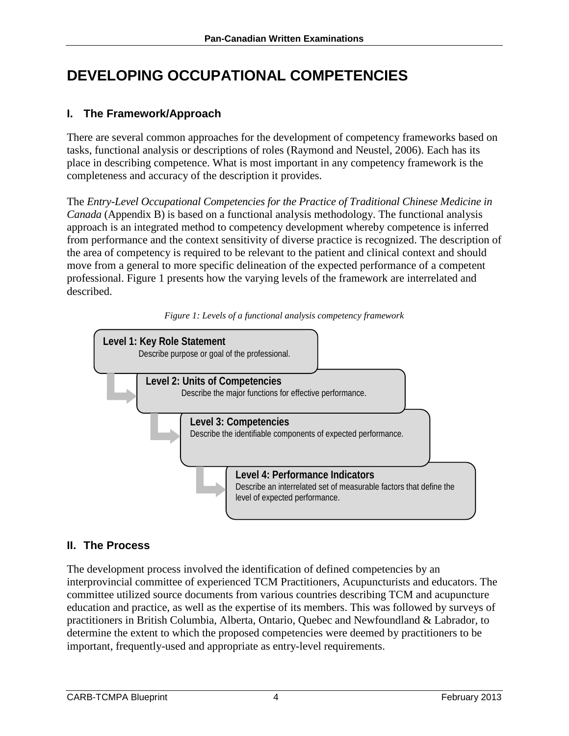# DEVELOPING OCCUPATIONAL COMPETENCIES

## I. The Framework/Approach

There are several common approaches for the development of competency frameworks based on tasks, functional analysis or descriptions of roles (Raymond and Neustel, 2006). Each has its place in describing competence. What is most important in any competency framework is the completeness and accuracy of the description it provides.

The *Entry-Level Occupational Competencies for the Practice of Traditional Chinese Medicine in Canada* (Appendix B) is based on a functional analysis methodology. The functional analysis approach is an integrated method to competency development whereby competence is inferred from performance and the context sensitivity of diverse practice is recognized. The description of the area of competency is required to be relevant to the patient and clinical context and should move from a general to more specific delineation of the expected performance of a competent professional. Figure 1 presents how the varying levels of the framework are interrelated and described.

*Figure 1: Levels of a functional analysis competency framework*

**Level 1: Key Role Statement**
Describe purpose or goal of the professional.

**Level 2: Units of Competencies**
Describe the major functions for effective performance.

**Level 3: Competencies**
Describe the identifiable components of expected performance.

**Level 4: Performance Indicators**
Describe an interrelated set of measurable factors that define the level of expected performance.

## II. The Process

The development process involved the identification of defined competencies by an interprovincial committee of experienced TCM Practitioners, Acupuncturists and educators. The committee utilized source documents from various countries describing TCM and acupuncture education and practice, as well as the expertise of its members. This was followed by surveys of practitioners in British Columbia, Alberta, Ontario, Quebec and Newfoundland & Labrador, to determine the extent to which the proposed competencies were deemed by practitioners to be important, frequently-used and appropriate as entry-level requirements.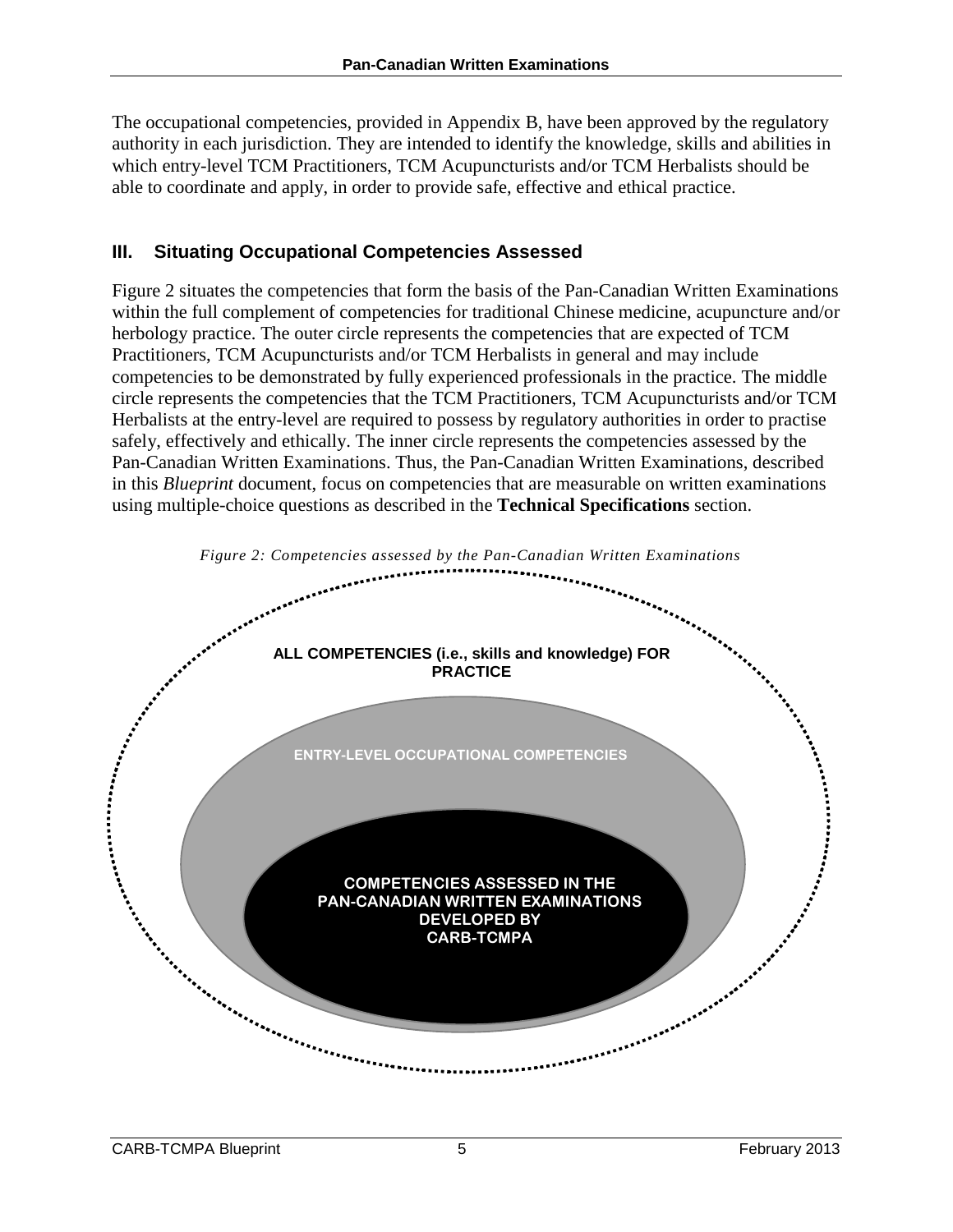The occupational competencies, provided in Appendix B, have been approved by the regulatory authority in each jurisdiction. They are intended to identify the knowledge, skills and abilities in which entry-level TCM Practitioners, TCM Acupuncturists and/or TCM Herbalists should be able to coordinate and apply, in order to provide safe, effective and ethical practice.

## III. Situating Occupational Competencies Assessed

Figure 2 situates the competencies that form the basis of the Pan-Canadian Written Examinations within the full complement of competencies for traditional Chinese medicine, acupuncture and/or herbology practice. The outer circle represents the competencies that are expected of TCM Practitioners, TCM Acupuncturists and/or TCM Herbalists in general and may include competencies to be demonstrated by fully experienced professionals in the practice. The middle circle represents the competencies that the TCM Practitioners, TCM Acupuncturists and/or TCM Herbalists at the entry-level are required to possess by regulatory authorities in order to practise safely, effectively and ethically. The inner circle represents the competencies assessed by the Pan-Canadian Written Examinations. Thus, the Pan-Canadian Written Examinations, described in this *Blueprint* document, focus on competencies that are measurable on written examinations using multiple-choice questions as described in the **Technical Specifications** section.

*Figure 2: Competencies assessed by the Pan-Canadian Written Examinations*

ALL COMPETENCIES (i.e., skills and knowledge) FOR PRACTICE

ENTRY-LEVEL OCCUPATIONAL COMPETENCIES

COMPETENCIES ASSESSED IN THE PAN-CANADIAN WRITTEN EXAMINATIONS DEVELOPED BY CARB-TCMPA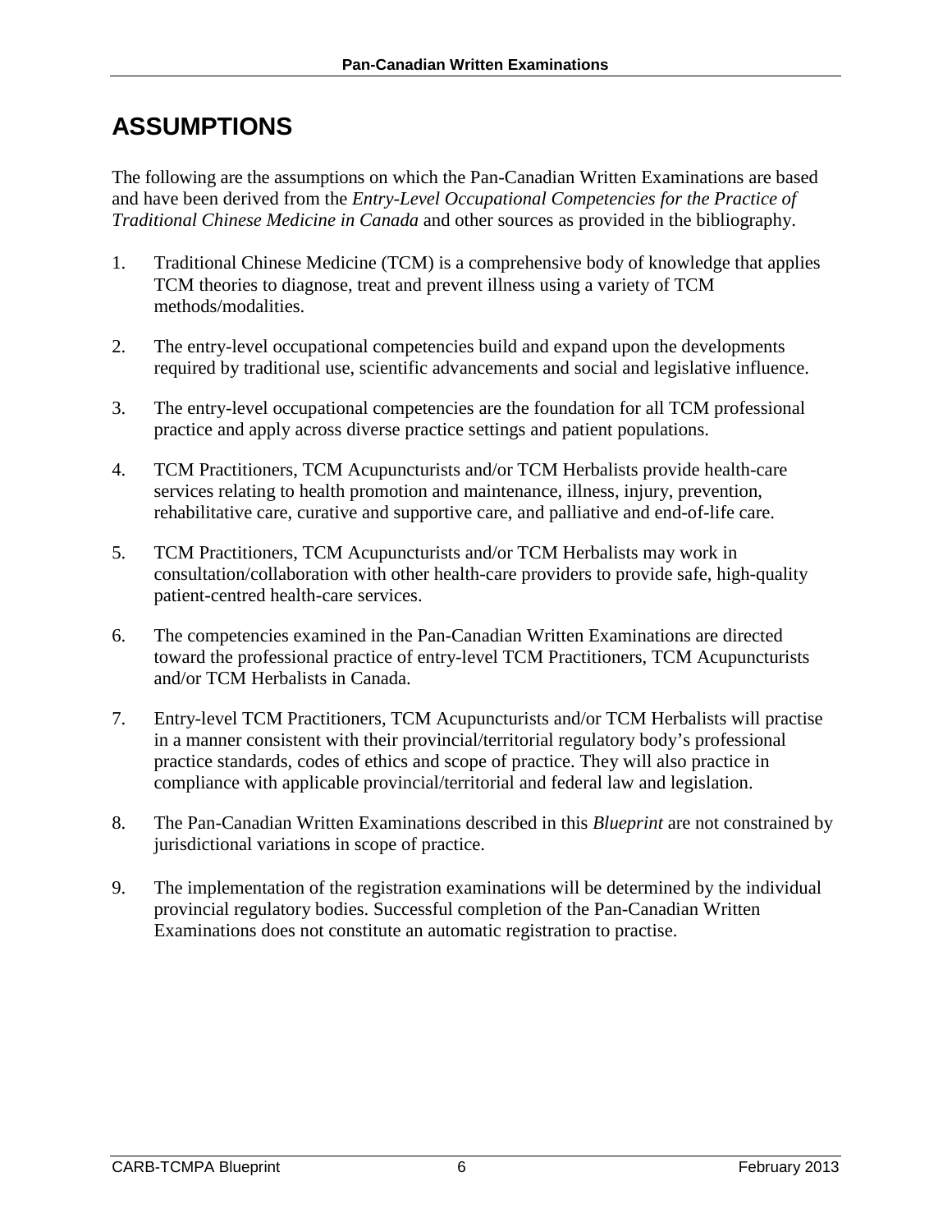# ASSUMPTIONS

The following are the assumptions on which the Pan-Canadian Written Examinations are based and have been derived from the *Entry-Level Occupational Competencies for the Practice of Traditional Chinese Medicine in Canada* and other sources as provided in the bibliography.

1. Traditional Chinese Medicine (TCM) is a comprehensive body of knowledge that applies TCM theories to diagnose, treat and prevent illness using a variety of TCM methods/modalities.

2. The entry-level occupational competencies build and expand upon the developments required by traditional use, scientific advancements and social and legislative influence.

3. The entry-level occupational competencies are the foundation for all TCM professional practice and apply across diverse practice settings and patient populations.

4. TCM Practitioners, TCM Acupuncturists and/or TCM Herbalists provide health-care services relating to health promotion and maintenance, illness, injury, prevention, rehabilitative care, curative and supportive care, and palliative and end-of-life care.

5. TCM Practitioners, TCM Acupuncturists and/or TCM Herbalists may work in consultation/collaboration with other health-care providers to provide safe, high-quality patient-centred health-care services.

6. The competencies examined in the Pan-Canadian Written Examinations are directed toward the professional practice of entry-level TCM Practitioners, TCM Acupuncturists and/or TCM Herbalists in Canada.

7. Entry-level TCM Practitioners, TCM Acupuncturists and/or TCM Herbalists will practise in a manner consistent with their provincial/territorial regulatory body's professional practice standards, codes of ethics and scope of practice. They will also practice in compliance with applicable provincial/territorial and federal law and legislation.

8. The Pan-Canadian Written Examinations described in this *Blueprint* are not constrained by jurisdictional variations in scope of practice.

9. The implementation of the registration examinations will be determined by the individual provincial regulatory bodies. Successful completion of the Pan-Canadian Written Examinations does not constitute an automatic registration to practise.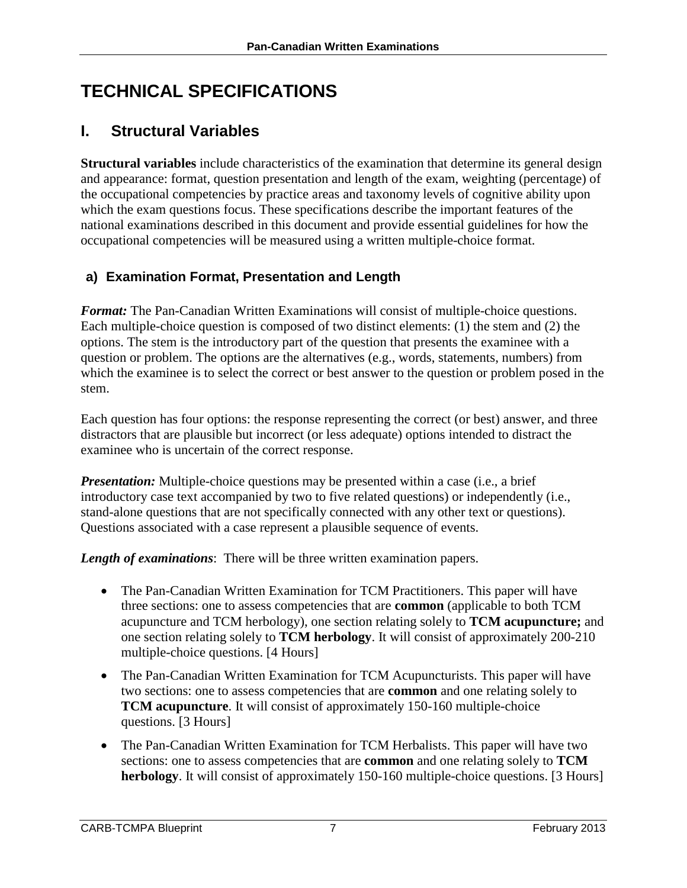# TECHNICAL SPECIFICATIONS

## I. Structural Variables

**Structural variables** include characteristics of the examination that determine its general design and appearance: format, question presentation and length of the exam, weighting (percentage) of the occupational competencies by practice areas and taxonomy levels of cognitive ability upon which the exam questions focus. These specifications describe the important features of the national examinations described in this document and provide essential guidelines for how the occupational competencies will be measured using a written multiple-choice format.

### a) Examination Format, Presentation and Length

***Format:*** The Pan-Canadian Written Examinations will consist of multiple-choice questions. Each multiple-choice question is composed of two distinct elements: (1) the stem and (2) the options. The stem is the introductory part of the question that presents the examinee with a question or problem. The options are the alternatives (e.g., words, statements, numbers) from which the examinee is to select the correct or best answer to the question or problem posed in the stem.

Each question has four options: the response representing the correct (or best) answer, and three distractors that are plausible but incorrect (or less adequate) options intended to distract the examinee who is uncertain of the correct response.

***Presentation:*** Multiple-choice questions may be presented within a case (i.e., a brief introductory case text accompanied by two to five related questions) or independently (i.e., stand-alone questions that are not specifically connected with any other text or questions). Questions associated with a case represent a plausible sequence of events.

***Length of examinations***: There will be three written examination papers.

- The Pan-Canadian Written Examination for TCM Practitioners. This paper will have three sections: one to assess competencies that are **common** (applicable to both TCM acupuncture and TCM herbology), one section relating solely to **TCM acupuncture;** and one section relating solely to **TCM herbology**. It will consist of approximately 200-210 multiple-choice questions. [4 Hours]
- The Pan-Canadian Written Examination for TCM Acupuncturists. This paper will have two sections: one to assess competencies that are **common** and one relating solely to **TCM acupuncture**. It will consist of approximately 150-160 multiple-choice questions. [3 Hours]
- The Pan-Canadian Written Examination for TCM Herbalists. This paper will have two sections: one to assess competencies that are **common** and one relating solely to **TCM herbology**. It will consist of approximately 150-160 multiple-choice questions. [3 Hours]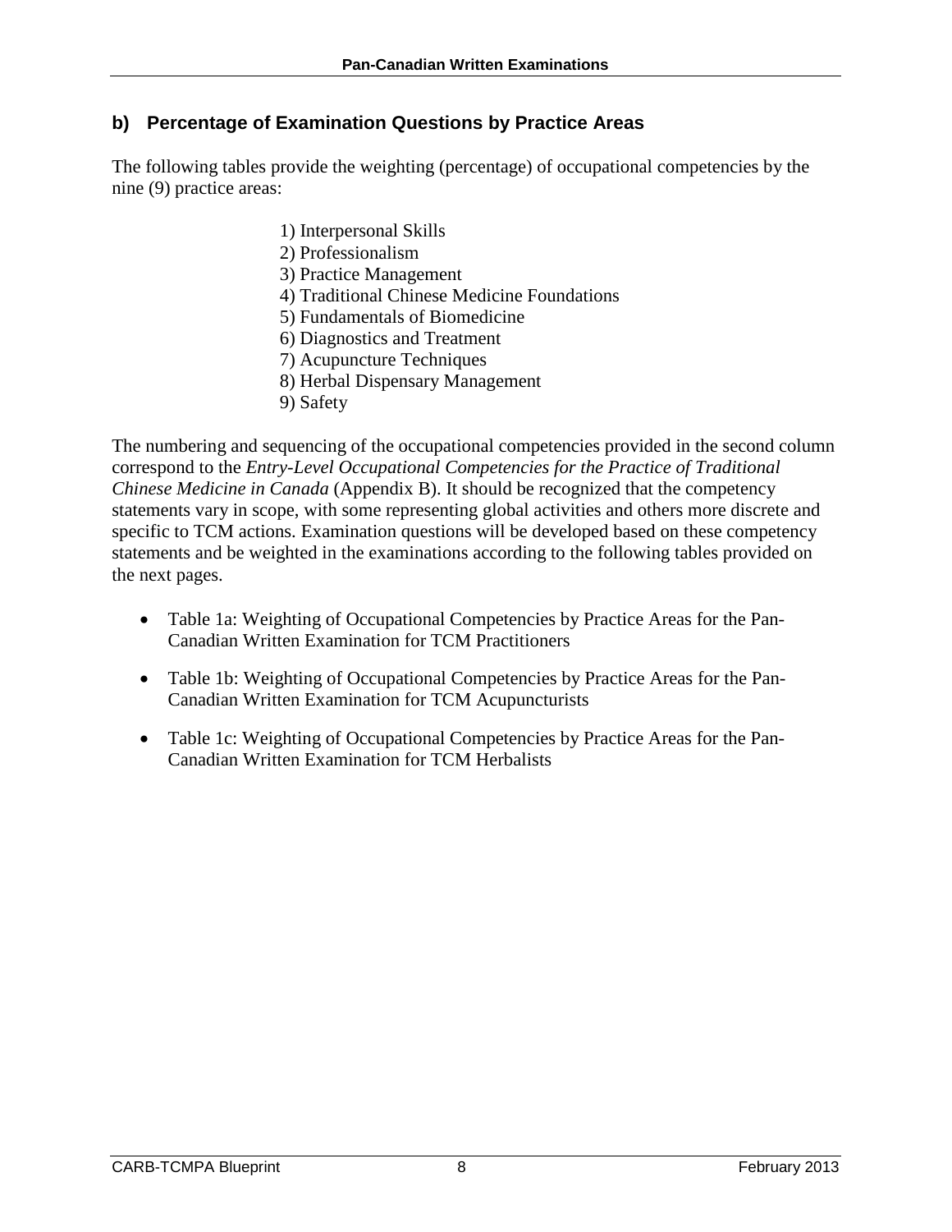## b) Percentage of Examination Questions by Practice Areas

The following tables provide the weighting (percentage) of occupational competencies by the nine (9) practice areas:

1) Interpersonal Skills
2) Professionalism
3) Practice Management
4) Traditional Chinese Medicine Foundations
5) Fundamentals of Biomedicine
6) Diagnostics and Treatment
7) Acupuncture Techniques
8) Herbal Dispensary Management
9) Safety

The numbering and sequencing of the occupational competencies provided in the second column correspond to the *Entry-Level Occupational Competencies for the Practice of Traditional Chinese Medicine in Canada* (Appendix B). It should be recognized that the competency statements vary in scope, with some representing global activities and others more discrete and specific to TCM actions. Examination questions will be developed based on these competency statements and be weighted in the examinations according to the following tables provided on the next pages.

- Table 1a: Weighting of Occupational Competencies by Practice Areas for the Pan-Canadian Written Examination for TCM Practitioners
- Table 1b: Weighting of Occupational Competencies by Practice Areas for the Pan-Canadian Written Examination for TCM Acupuncturists
- Table 1c: Weighting of Occupational Competencies by Practice Areas for the Pan-Canadian Written Examination for TCM Herbalists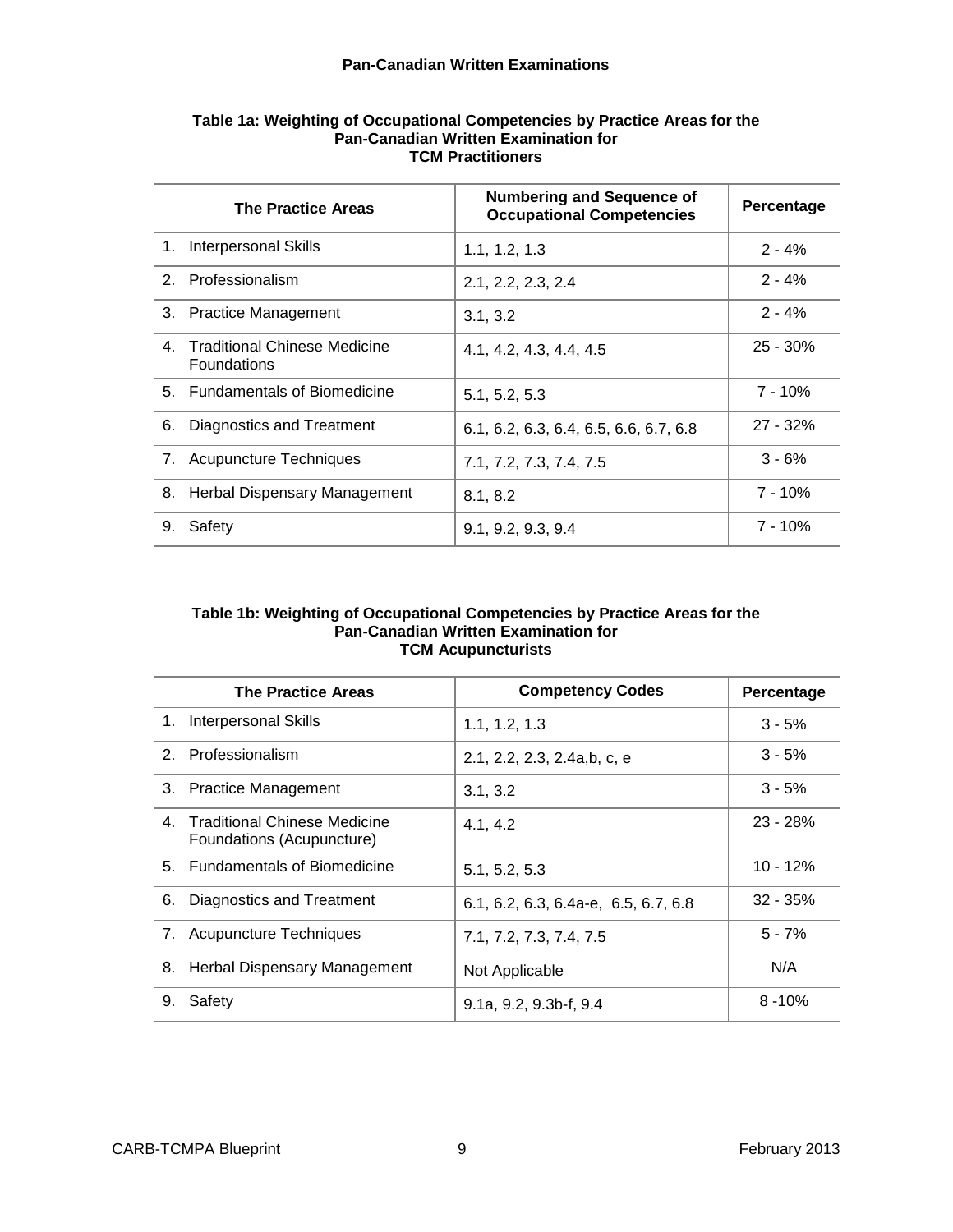**Table 1a: Weighting of Occupational Competencies by Practice Areas for the Pan-Canadian Written Examination for TCM Practitioners**

| The Practice Areas | Numbering and Sequence of Occupational Competencies | Percentage |
|---|---|---|
| 1. Interpersonal Skills | 1.1, 1.2, 1.3 | 2 - 4% |
| 2. Professionalism | 2.1, 2.2, 2.3, 2.4 | 2 - 4% |
| 3. Practice Management | 3.1, 3.2 | 2 - 4% |
| 4. Traditional Chinese Medicine Foundations | 4.1, 4.2, 4.3, 4.4, 4.5 | 25 - 30% |
| 5. Fundamentals of Biomedicine | 5.1, 5.2, 5.3 | 7 - 10% |
| 6. Diagnostics and Treatment | 6.1, 6.2, 6.3, 6.4, 6.5, 6.6, 6.7, 6.8 | 27 - 32% |
| 7. Acupuncture Techniques | 7.1, 7.2, 7.3, 7.4, 7.5 | 3 - 6% |
| 8. Herbal Dispensary Management | 8.1, 8.2 | 7 - 10% |
| 9. Safety | 9.1, 9.2, 9.3, 9.4 | 7 - 10% |

**Table 1b: Weighting of Occupational Competencies by Practice Areas for the Pan-Canadian Written Examination for TCM Acupuncturists**

| The Practice Areas | Competency Codes | Percentage |
|---|---|---|
| 1. Interpersonal Skills | 1.1, 1.2, 1.3 | 3 - 5% |
| 2. Professionalism | 2.1, 2.2, 2.3, 2.4a,b, c, e | 3 - 5% |
| 3. Practice Management | 3.1, 3.2 | 3 - 5% |
| 4. Traditional Chinese Medicine Foundations (Acupuncture) | 4.1, 4.2 | 23 - 28% |
| 5. Fundamentals of Biomedicine | 5.1, 5.2, 5.3 | 10 - 12% |
| 6. Diagnostics and Treatment | 6.1, 6.2, 6.3, 6.4a-e, 6.5, 6.7, 6.8 | 32 - 35% |
| 7. Acupuncture Techniques | 7.1, 7.2, 7.3, 7.4, 7.5 | 5 - 7% |
| 8. Herbal Dispensary Management | Not Applicable | N/A |
| 9. Safety | 9.1a, 9.2, 9.3b-f, 9.4 | 8 -10% |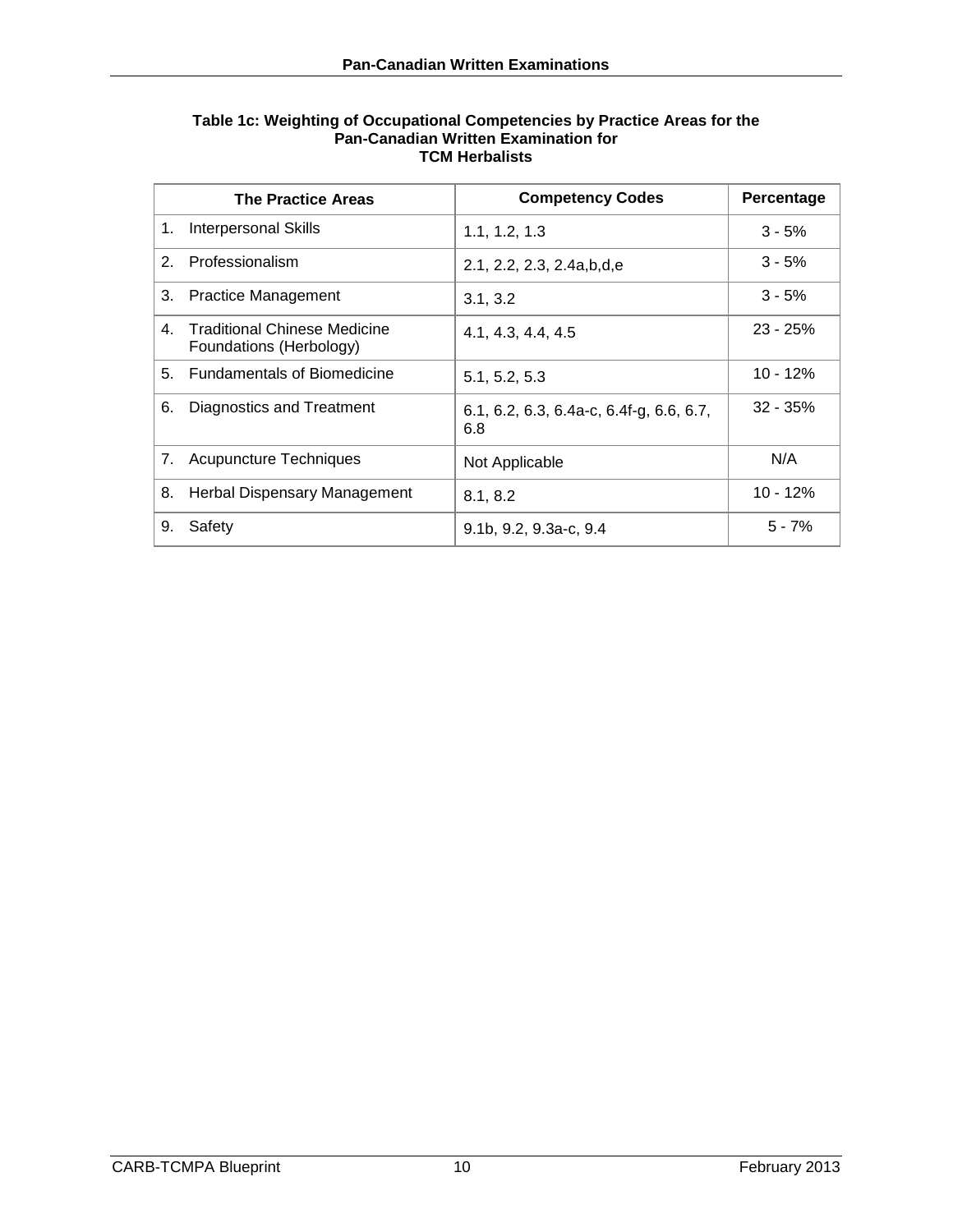**Table 1c: Weighting of Occupational Competencies by Practice Areas for the Pan-Canadian Written Examination for TCM Herbalists**

| The Practice Areas | Competency Codes | Percentage |
|---|---|---|
| 1. Interpersonal Skills | 1.1, 1.2, 1.3 | 3 - 5% |
| 2. Professionalism | 2.1, 2.2, 2.3, 2.4a,b,d,e | 3 - 5% |
| 3. Practice Management | 3.1, 3.2 | 3 - 5% |
| 4. Traditional Chinese Medicine Foundations (Herbology) | 4.1, 4.3, 4.4, 4.5 | 23 - 25% |
| 5. Fundamentals of Biomedicine | 5.1, 5.2, 5.3 | 10 - 12% |
| 6. Diagnostics and Treatment | 6.1, 6.2, 6.3, 6.4a-c, 6.4f-g, 6.6, 6.7, 6.8 | 32 - 35% |
| 7. Acupuncture Techniques | Not Applicable | N/A |
| 8. Herbal Dispensary Management | 8.1, 8.2 | 10 - 12% |
| 9. Safety | 9.1b, 9.2, 9.3a-c, 9.4 | 5 - 7% |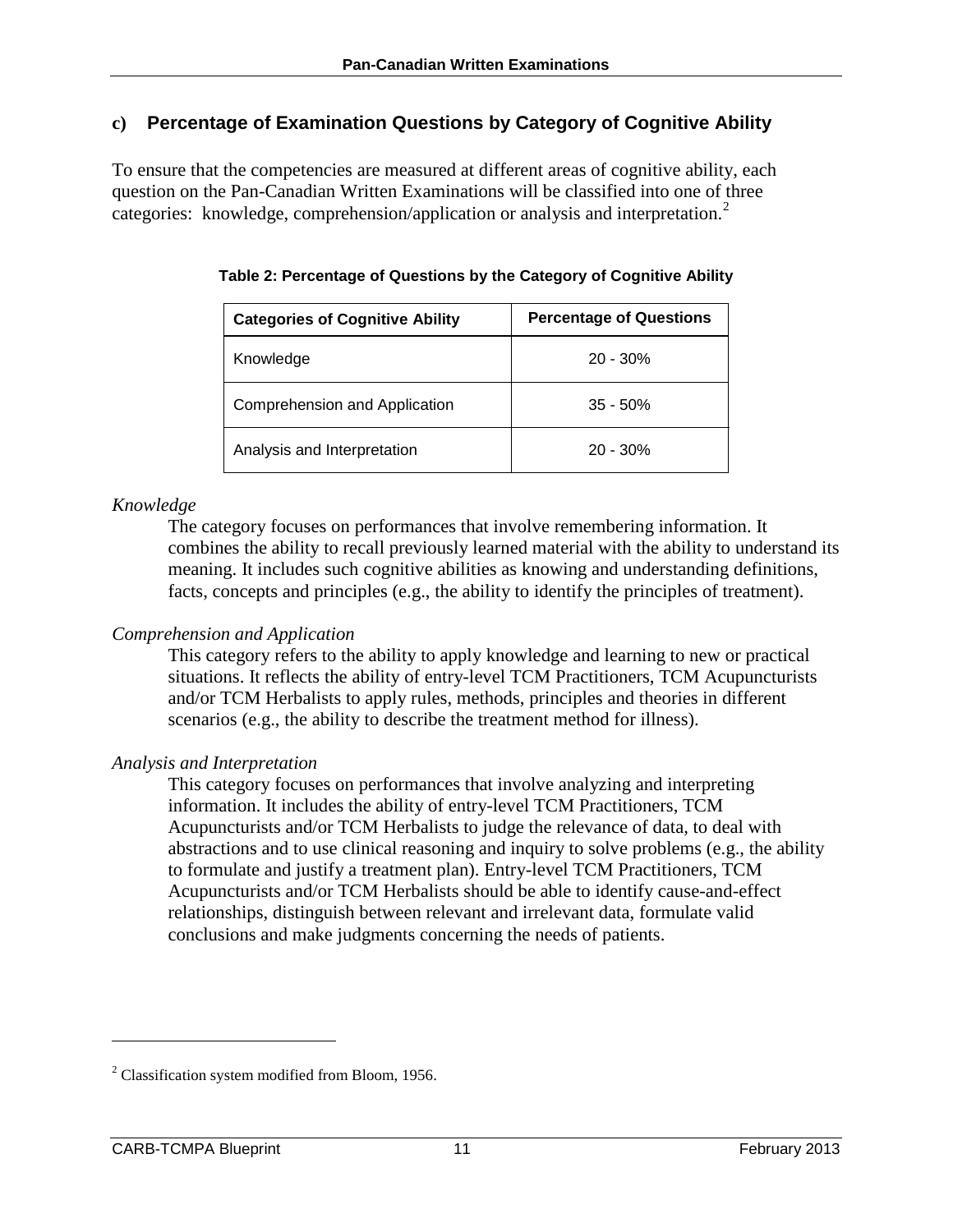## c) Percentage of Examination Questions by Category of Cognitive Ability

To ensure that the competencies are measured at different areas of cognitive ability, each question on the Pan-Canadian Written Examinations will be classified into one of three categories: knowledge, comprehension/application or analysis and interpretation.[2]

**Table 2: Percentage of Questions by the Category of Cognitive Ability**

| Categories of Cognitive Ability | Percentage of Questions |
| --- | --- |
| Knowledge | 20 - 30% |
| Comprehension and Application | 35 - 50% |
| Analysis and Interpretation | 20 - 30% |

*Knowledge*

The category focuses on performances that involve remembering information. It combines the ability to recall previously learned material with the ability to understand its meaning. It includes such cognitive abilities as knowing and understanding definitions, facts, concepts and principles (e.g., the ability to identify the principles of treatment).

*Comprehension and Application*

This category refers to the ability to apply knowledge and learning to new or practical situations. It reflects the ability of entry-level TCM Practitioners, TCM Acupuncturists and/or TCM Herbalists to apply rules, methods, principles and theories in different scenarios (e.g., the ability to describe the treatment method for illness).

*Analysis and Interpretation*

This category focuses on performances that involve analyzing and interpreting information. It includes the ability of entry-level TCM Practitioners, TCM Acupuncturists and/or TCM Herbalists to judge the relevance of data, to deal with abstractions and to use clinical reasoning and inquiry to solve problems (e.g., the ability to formulate and justify a treatment plan). Entry-level TCM Practitioners, TCM Acupuncturists and/or TCM Herbalists should be able to identify cause-and-effect relationships, distinguish between relevant and irrelevant data, formulate valid conclusions and make judgments concerning the needs of patients.

---

[2] Classification system modified from Bloom, 1956.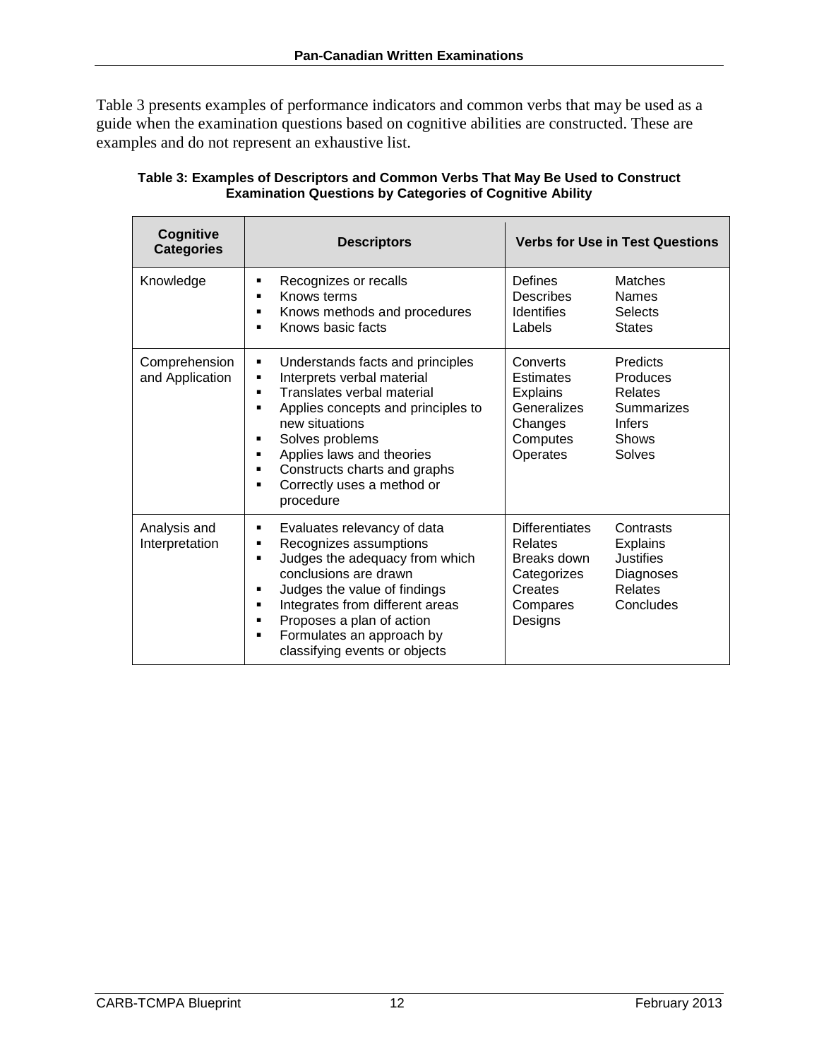Table 3 presents examples of performance indicators and common verbs that may be used as a guide when the examination questions based on cognitive abilities are constructed. These are examples and do not represent an exhaustive list.

**Table 3: Examples of Descriptors and Common Verbs That May Be Used to Construct Examination Questions by Categories of Cognitive Ability**

| Cognitive Categories | Descriptors | Verbs for Use in Test Questions | |
|---|---|---|---|
| Knowledge | ▪ Recognizes or recalls<br>▪ Knows terms<br>▪ Knows methods and procedures<br>▪ Knows basic facts | Defines<br>Describes<br>Identifies<br>Labels | Matches<br>Names<br>Selects<br>States |
| Comprehension and Application | ▪ Understands facts and principles<br>▪ Interprets verbal material<br>▪ Translates verbal material<br>▪ Applies concepts and principles to new situations<br>▪ Solves problems<br>▪ Applies laws and theories<br>▪ Constructs charts and graphs<br>▪ Correctly uses a method or procedure | Converts<br>Estimates<br>Explains<br>Generalizes<br>Changes<br>Computes<br>Operates | Predicts<br>Produces<br>Relates<br>Summarizes<br>Infers<br>Shows<br>Solves |
| Analysis and Interpretation | ▪ Evaluates relevancy of data<br>▪ Recognizes assumptions<br>▪ Judges the adequacy from which conclusions are drawn<br>▪ Judges the value of findings<br>▪ Integrates from different areas<br>▪ Proposes a plan of action<br>▪ Formulates an approach by classifying events or objects | Differentiates<br>Relates<br>Breaks down<br>Categorizes<br>Creates<br>Compares<br>Designs | Contrasts<br>Explains<br>Justifies<br>Diagnoses<br>Relates<br>Concludes |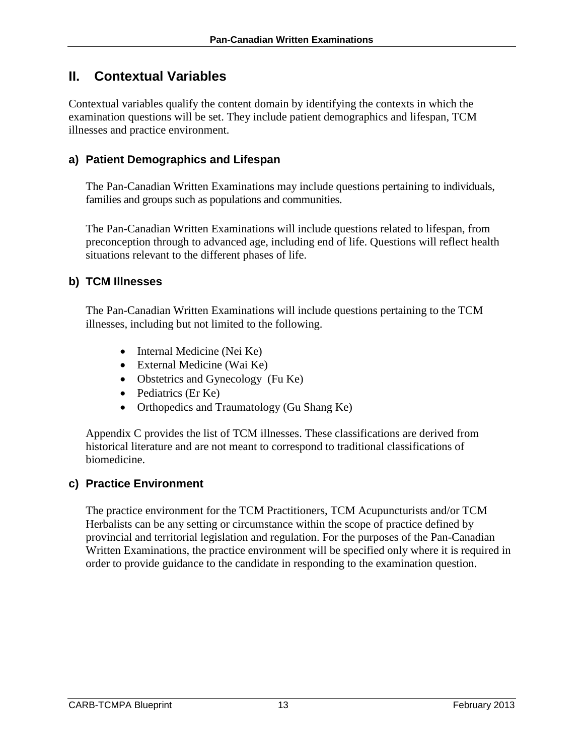## II. Contextual Variables

Contextual variables qualify the content domain by identifying the contexts in which the examination questions will be set. They include patient demographics and lifespan, TCM illnesses and practice environment.

### a) Patient Demographics and Lifespan

The Pan-Canadian Written Examinations may include questions pertaining to individuals, families and groups such as populations and communities.

The Pan-Canadian Written Examinations will include questions related to lifespan, from preconception through to advanced age, including end of life. Questions will reflect health situations relevant to the different phases of life.

### b) TCM Illnesses

The Pan-Canadian Written Examinations will include questions pertaining to the TCM illnesses, including but not limited to the following.

- Internal Medicine (Nei Ke)
- External Medicine (Wai Ke)
- Obstetrics and Gynecology (Fu Ke)
- Pediatrics (Er Ke)
- Orthopedics and Traumatology (Gu Shang Ke)

Appendix C provides the list of TCM illnesses. These classifications are derived from historical literature and are not meant to correspond to traditional classifications of biomedicine.

### c) Practice Environment

The practice environment for the TCM Practitioners, TCM Acupuncturists and/or TCM Herbalists can be any setting or circumstance within the scope of practice defined by provincial and territorial legislation and regulation. For the purposes of the Pan-Canadian Written Examinations, the practice environment will be specified only where it is required in order to provide guidance to the candidate in responding to the examination question.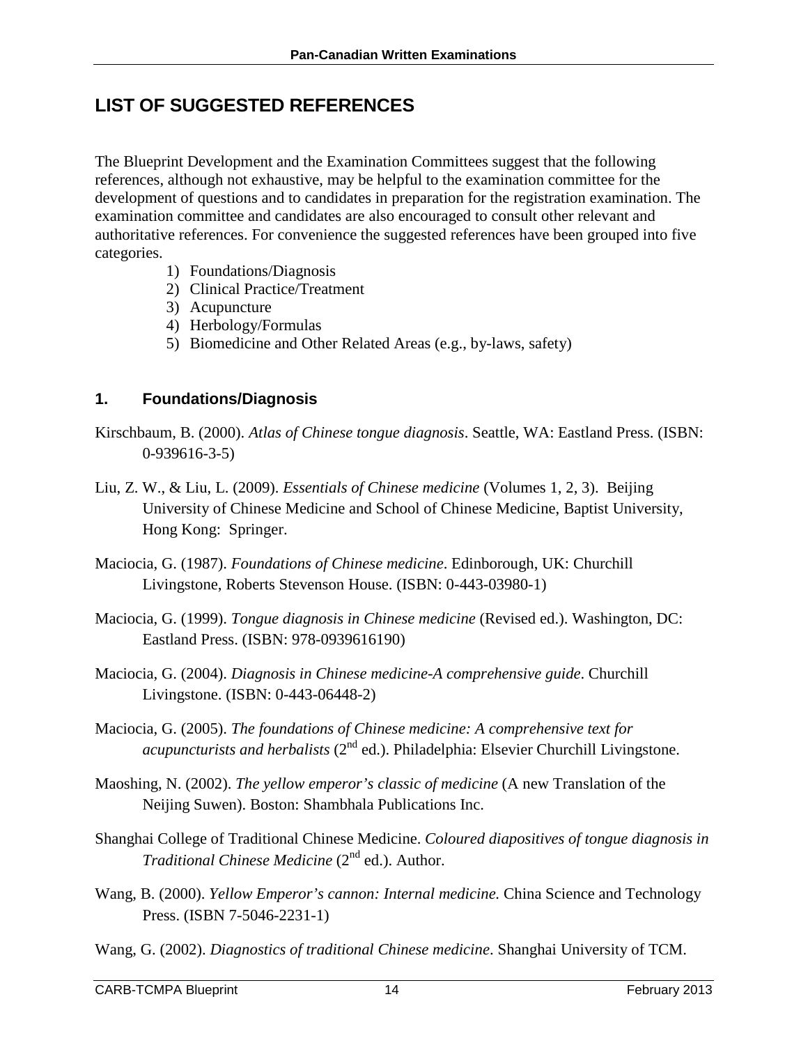# LIST OF SUGGESTED REFERENCES

The Blueprint Development and the Examination Committees suggest that the following references, although not exhaustive, may be helpful to the examination committee for the development of questions and to candidates in preparation for the registration examination. The examination committee and candidates are also encouraged to consult other relevant and authoritative references. For convenience the suggested references have been grouped into five categories.

1) Foundations/Diagnosis
2) Clinical Practice/Treatment
3) Acupuncture
4) Herbology/Formulas
5) Biomedicine and Other Related Areas (e.g., by-laws, safety)

## 1. Foundations/Diagnosis

Kirschbaum, B. (2000). *Atlas of Chinese tongue diagnosis*. Seattle, WA: Eastland Press. (ISBN: 0-939616-3-5)

Liu, Z. W., & Liu, L. (2009). *Essentials of Chinese medicine* (Volumes 1, 2, 3). Beijing University of Chinese Medicine and School of Chinese Medicine, Baptist University, Hong Kong: Springer.

Maciocia, G. (1987). *Foundations of Chinese medicine*. Edinborough, UK: Churchill Livingstone, Roberts Stevenson House. (ISBN: 0-443-03980-1)

Maciocia, G. (1999). *Tongue diagnosis in Chinese medicine* (Revised ed.). Washington, DC: Eastland Press. (ISBN: 978-0939616190)

Maciocia, G. (2004). *Diagnosis in Chinese medicine-A comprehensive guide*. Churchill Livingstone. (ISBN: 0-443-06448-2)

Maciocia, G. (2005). *The foundations of Chinese medicine: A comprehensive text for acupuncturists and herbalists* (2nd ed.). Philadelphia: Elsevier Churchill Livingstone.

Maoshing, N. (2002). *The yellow emperor's classic of medicine* (A new Translation of the Neijing Suwen). Boston: Shambhala Publications Inc.

Shanghai College of Traditional Chinese Medicine. *Coloured diapositives of tongue diagnosis in Traditional Chinese Medicine* (2nd ed.). Author.

Wang, B. (2000). *Yellow Emperor's cannon: Internal medicine.* China Science and Technology Press. (ISBN 7-5046-2231-1)

Wang, G. (2002). *Diagnostics of traditional Chinese medicine*. Shanghai University of TCM.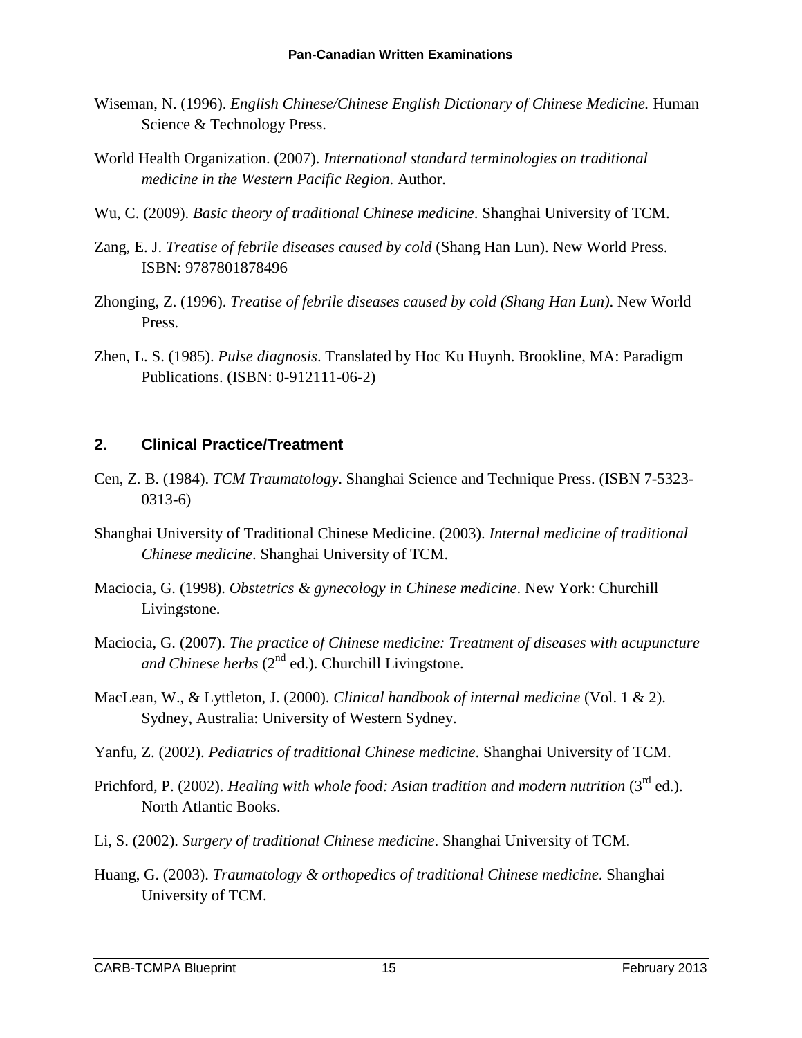Wiseman, N. (1996). *English Chinese/Chinese English Dictionary of Chinese Medicine.* Human Science & Technology Press.

World Health Organization. (2007). *International standard terminologies on traditional medicine in the Western Pacific Region*. Author.

Wu, C. (2009). *Basic theory of traditional Chinese medicine*. Shanghai University of TCM.

Zang, E. J. *Treatise of febrile diseases caused by cold* (Shang Han Lun). New World Press. ISBN: 9787801878496

Zhonging, Z. (1996). *Treatise of febrile diseases caused by cold (Shang Han Lun)*. New World Press.

Zhen, L. S. (1985). *Pulse diagnosis*. Translated by Hoc Ku Huynh. Brookline, MA: Paradigm Publications. (ISBN: 0-912111-06-2)

## 2. Clinical Practice/Treatment

Cen, Z. B. (1984). *TCM Traumatology*. Shanghai Science and Technique Press. (ISBN 7-5323-0313-6)

Shanghai University of Traditional Chinese Medicine. (2003). *Internal medicine of traditional Chinese medicine*. Shanghai University of TCM.

Maciocia, G. (1998). *Obstetrics & gynecology in Chinese medicine*. New York: Churchill Livingstone.

Maciocia, G. (2007). *The practice of Chinese medicine: Treatment of diseases with acupuncture and Chinese herbs* (2nd ed.). Churchill Livingstone.

MacLean, W., & Lyttleton, J. (2000). *Clinical handbook of internal medicine* (Vol. 1 & 2). Sydney, Australia: University of Western Sydney.

Yanfu, Z. (2002). *Pediatrics of traditional Chinese medicine*. Shanghai University of TCM.

Prichford, P. (2002). *Healing with whole food: Asian tradition and modern nutrition* (3rd ed.). North Atlantic Books.

Li, S. (2002). *Surgery of traditional Chinese medicine*. Shanghai University of TCM.

Huang, G. (2003). *Traumatology & orthopedics of traditional Chinese medicine*. Shanghai University of TCM.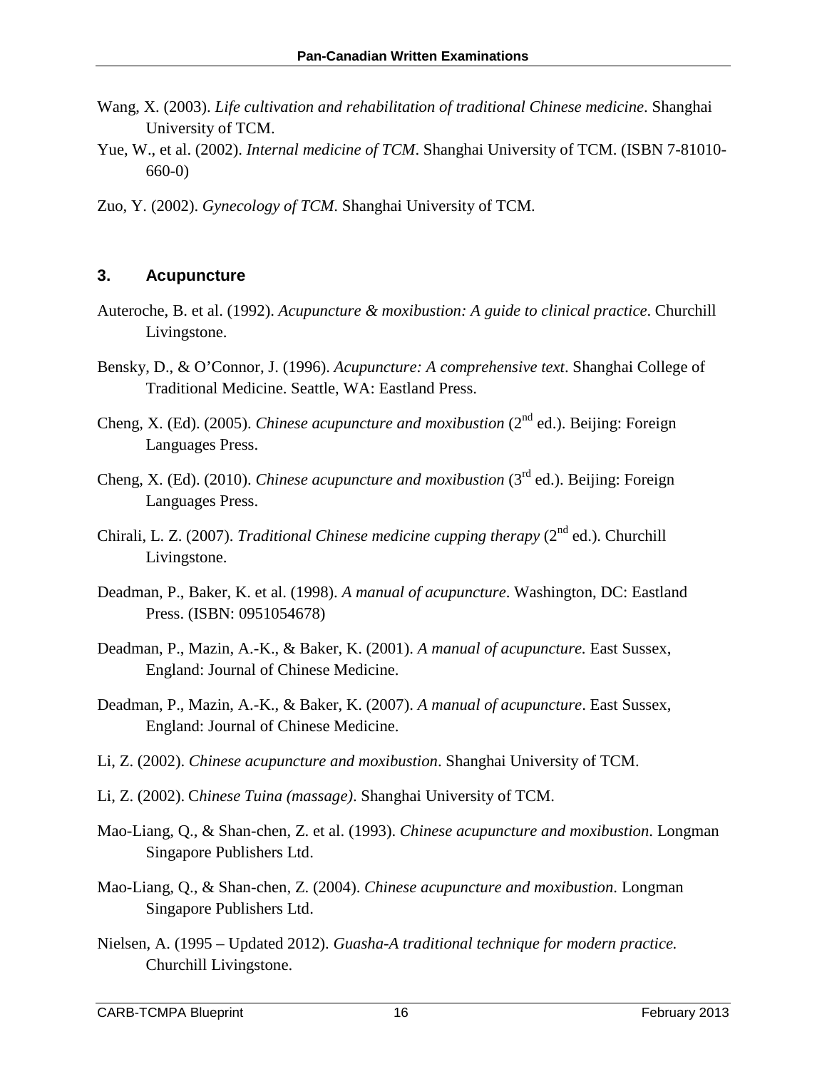Wang, X. (2003). *Life cultivation and rehabilitation of traditional Chinese medicine*. Shanghai University of TCM.

Yue, W., et al. (2002). *Internal medicine of TCM*. Shanghai University of TCM. (ISBN 7-81010-660-0)

Zuo, Y. (2002). *Gynecology of TCM*. Shanghai University of TCM.

### 3. Acupuncture

Auteroche, B. et al. (1992). *Acupuncture & moxibustion: A guide to clinical practice*. Churchill Livingstone.

Bensky, D., & O'Connor, J. (1996). *Acupuncture: A comprehensive text*. Shanghai College of Traditional Medicine. Seattle, WA: Eastland Press.

Cheng, X. (Ed). (2005). *Chinese acupuncture and moxibustion* (2nd ed.). Beijing: Foreign Languages Press.

Cheng, X. (Ed). (2010). *Chinese acupuncture and moxibustion* (3rd ed.). Beijing: Foreign Languages Press.

Chirali, L. Z. (2007). *Traditional Chinese medicine cupping therapy* (2nd ed.). Churchill Livingstone.

Deadman, P., Baker, K. et al. (1998). *A manual of acupuncture*. Washington, DC: Eastland Press. (ISBN: 0951054678)

Deadman, P., Mazin, A.-K., & Baker, K. (2001). *A manual of acupuncture.* East Sussex, England: Journal of Chinese Medicine.

Deadman, P., Mazin, A.-K., & Baker, K. (2007). *A manual of acupuncture*. East Sussex, England: Journal of Chinese Medicine.

Li, Z. (2002). *Chinese acupuncture and moxibustion*. Shanghai University of TCM.

Li, Z. (2002). C*hinese Tuina (massage)*. Shanghai University of TCM.

Mao-Liang, Q., & Shan-chen, Z. et al. (1993). *Chinese acupuncture and moxibustion*. Longman Singapore Publishers Ltd.

Mao-Liang, Q., & Shan-chen, Z. (2004). *Chinese acupuncture and moxibustion*. Longman Singapore Publishers Ltd.

Nielsen, A. (1995 – Updated 2012). *Guasha-A traditional technique for modern practice.* Churchill Livingstone.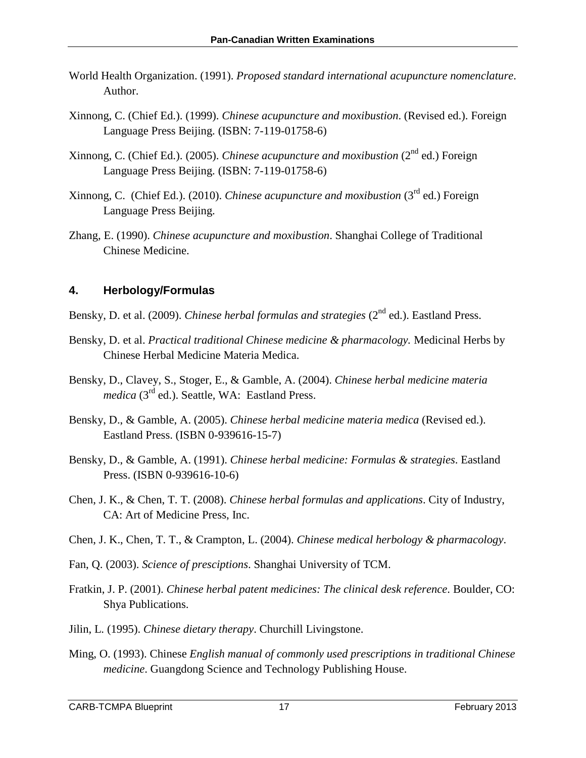World Health Organization. (1991). *Proposed standard international acupuncture nomenclature*. Author.

Xinnong, C. (Chief Ed.). (1999). *Chinese acupuncture and moxibustion*. (Revised ed.). Foreign Language Press Beijing. (ISBN: 7-119-01758-6)

Xinnong, C. (Chief Ed.). (2005). *Chinese acupuncture and moxibustion* (2nd ed.) Foreign Language Press Beijing. (ISBN: 7-119-01758-6)

Xinnong, C. (Chief Ed.). (2010). *Chinese acupuncture and moxibustion* (3rd ed.) Foreign Language Press Beijing.

Zhang, E. (1990). *Chinese acupuncture and moxibustion*. Shanghai College of Traditional Chinese Medicine.

## 4. Herbology/Formulas

Bensky, D. et al. (2009). *Chinese herbal formulas and strategies* (2nd ed.). Eastland Press.

Bensky, D. et al. *Practical traditional Chinese medicine & pharmacology.* Medicinal Herbs by Chinese Herbal Medicine Materia Medica.

Bensky, D., Clavey, S., Stoger, E., & Gamble, A. (2004). *Chinese herbal medicine materia medica* (3rd ed.). Seattle, WA: Eastland Press.

Bensky, D., & Gamble, A. (2005). *Chinese herbal medicine materia medica* (Revised ed.). Eastland Press. (ISBN 0-939616-15-7)

Bensky, D., & Gamble, A. (1991). *Chinese herbal medicine: Formulas & strategies*. Eastland Press. (ISBN 0-939616-10-6)

Chen, J. K., & Chen, T. T. (2008). *Chinese herbal formulas and applications*. City of Industry, CA: Art of Medicine Press, Inc.

Chen, J. K., Chen, T. T., & Crampton, L. (2004). *Chinese medical herbology & pharmacology*.

Fan, Q. (2003). *Science of presciptions*. Shanghai University of TCM.

Fratkin, J. P. (2001). *Chinese herbal patent medicines: The clinical desk reference*. Boulder, CO: Shya Publications.

Jilin, L. (1995). *Chinese dietary therapy*. Churchill Livingstone.

Ming, O. (1993). Chinese *English manual of commonly used prescriptions in traditional Chinese medicine*. Guangdong Science and Technology Publishing House.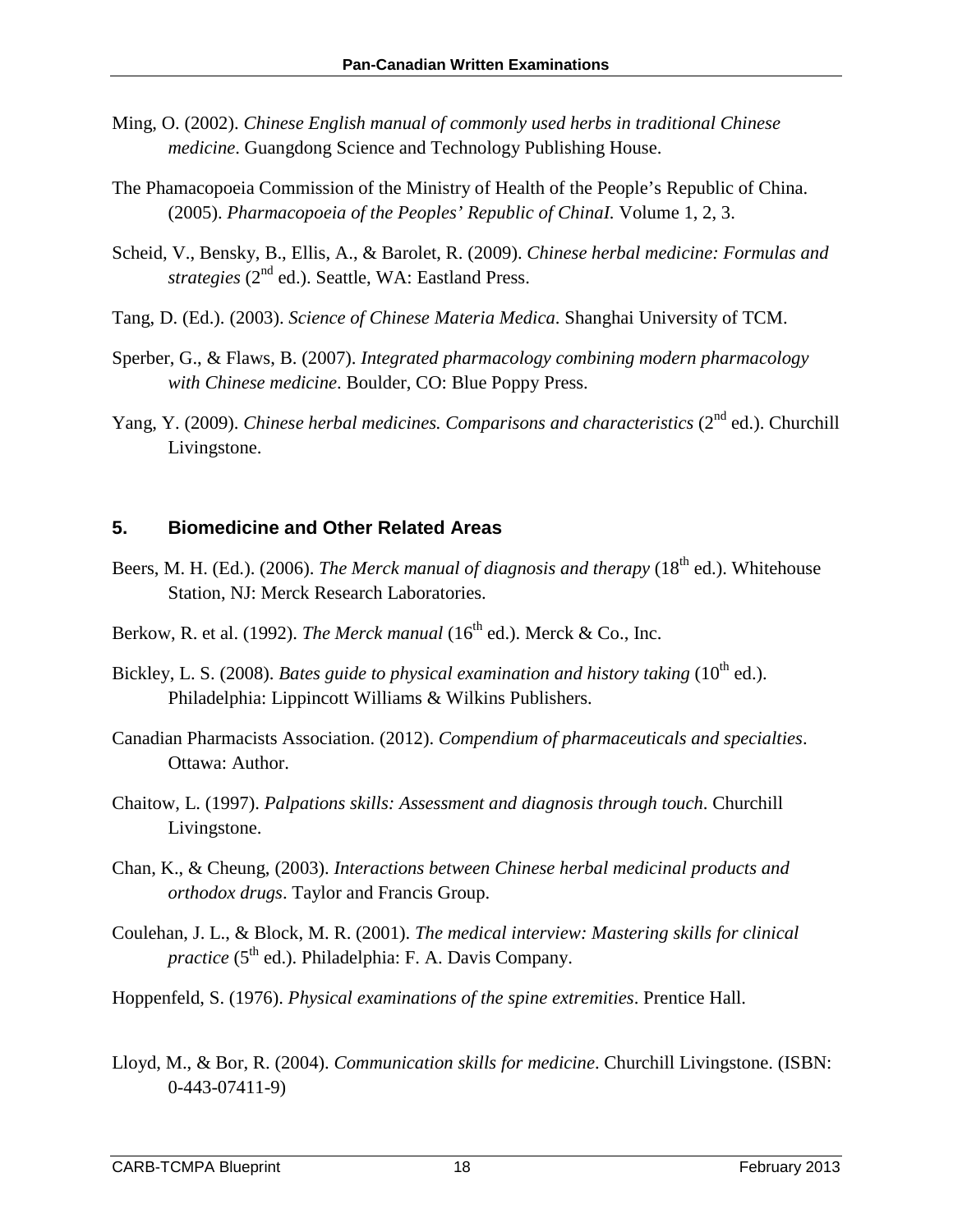Ming, O. (2002). *Chinese English manual of commonly used herbs in traditional Chinese medicine*. Guangdong Science and Technology Publishing House.

The Phamacopoeia Commission of the Ministry of Health of the People's Republic of China. (2005). *Pharmacopoeia of the Peoples' Republic of ChinaI.* Volume 1, 2, 3.

Scheid, V., Bensky, B., Ellis, A., & Barolet, R. (2009). *Chinese herbal medicine: Formulas and strategies* (2nd ed.). Seattle, WA: Eastland Press.

Tang, D. (Ed.). (2003). *Science of Chinese Materia Medica*. Shanghai University of TCM.

Sperber, G., & Flaws, B. (2007). *Integrated pharmacology combining modern pharmacology with Chinese medicine*. Boulder, CO: Blue Poppy Press.

Yang, Y. (2009). *Chinese herbal medicines. Comparisons and characteristics* (2nd ed.). Churchill Livingstone.

## 5. Biomedicine and Other Related Areas

Beers, M. H. (Ed.). (2006). *The Merck manual of diagnosis and therapy* (18th ed.). Whitehouse Station, NJ: Merck Research Laboratories.

Berkow, R. et al. (1992). *The Merck manual* (16th ed.). Merck & Co., Inc.

Bickley, L. S. (2008). *Bates guide to physical examination and history taking* (10th ed.). Philadelphia: Lippincott Williams & Wilkins Publishers.

Canadian Pharmacists Association. (2012). *Compendium of pharmaceuticals and specialties*. Ottawa: Author.

Chaitow, L. (1997). *Palpations skills: Assessment and diagnosis through touch*. Churchill Livingstone.

Chan, K., & Cheung, (2003). *Interactions between Chinese herbal medicinal products and orthodox drugs*. Taylor and Francis Group.

Coulehan, J. L., & Block, M. R. (2001). *The medical interview: Mastering skills for clinical practice* (5th ed.). Philadelphia: F. A. Davis Company.

Hoppenfeld, S. (1976). *Physical examinations of the spine extremities*. Prentice Hall.

Lloyd, M., & Bor, R. (2004). *Communication skills for medicine*. Churchill Livingstone. (ISBN: 0-443-07411-9)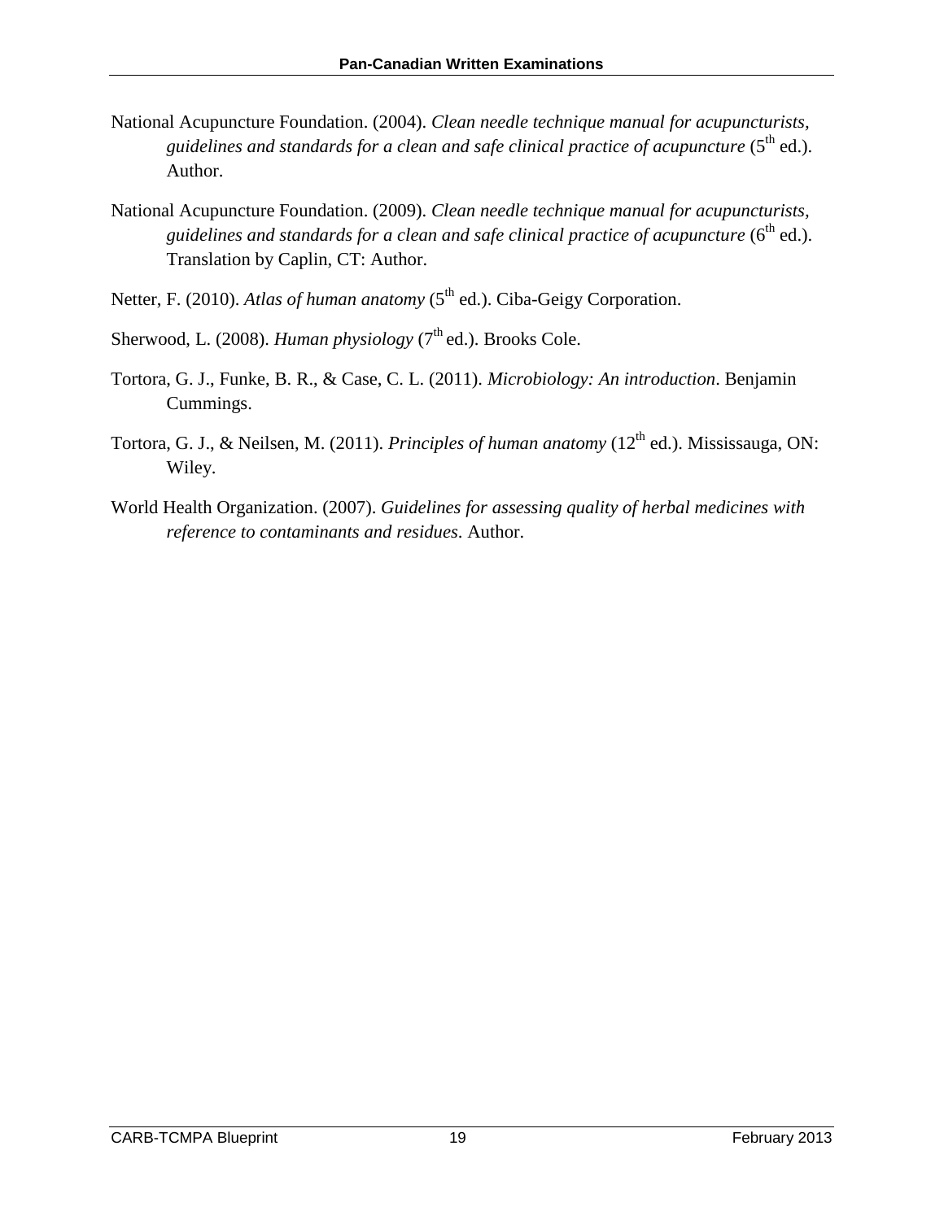National Acupuncture Foundation. (2004). *Clean needle technique manual for acupuncturists, guidelines and standards for a clean and safe clinical practice of acupuncture* (5th ed.). Author.

National Acupuncture Foundation. (2009). *Clean needle technique manual for acupuncturists, guidelines and standards for a clean and safe clinical practice of acupuncture* (6th ed.). Translation by Caplin, CT: Author.

Netter, F. (2010). *Atlas of human anatomy* (5th ed.). Ciba-Geigy Corporation.

Sherwood, L. (2008). *Human physiology* (7th ed.). Brooks Cole.

Tortora, G. J., Funke, B. R., & Case, C. L. (2011). *Microbiology: An introduction*. Benjamin Cummings.

Tortora, G. J., & Neilsen, M. (2011). *Principles of human anatomy* (12th ed.). Mississauga, ON: Wiley.

World Health Organization. (2007). *Guidelines for assessing quality of herbal medicines with reference to contaminants and residues*. Author.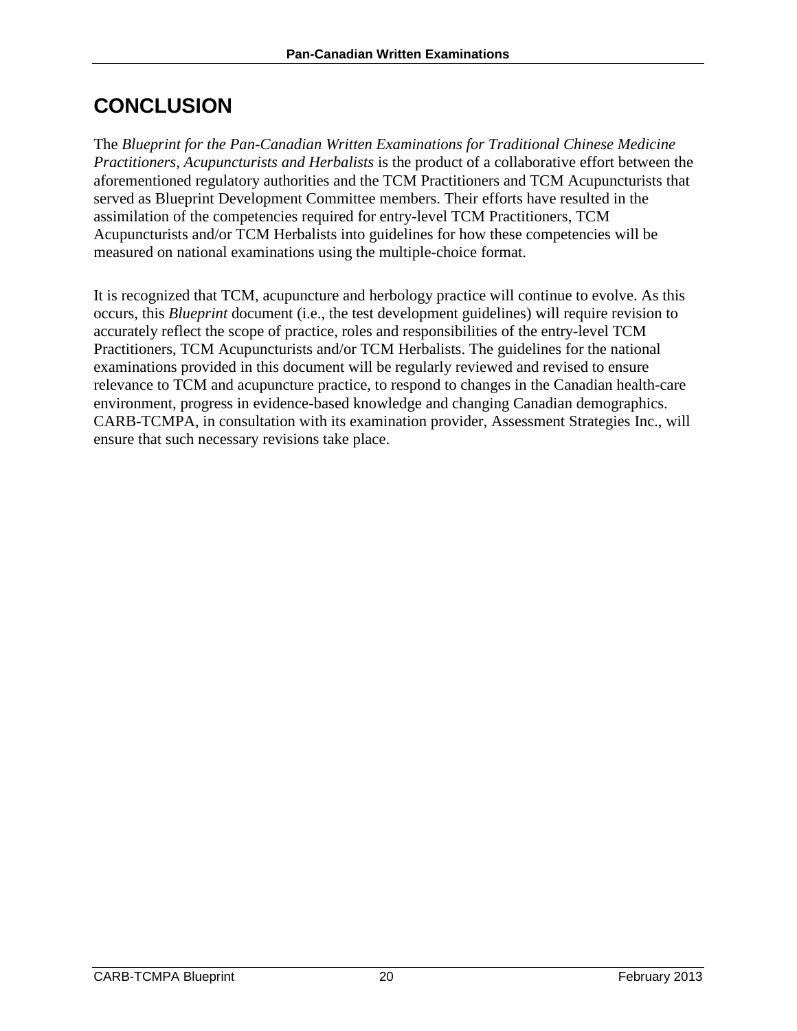# CONCLUSION

The *Blueprint for the Pan-Canadian Written Examinations for Traditional Chinese Medicine Practitioners, Acupuncturists and Herbalists* is the product of a collaborative effort between the aforementioned regulatory authorities and the TCM Practitioners and TCM Acupuncturists that served as Blueprint Development Committee members. Their efforts have resulted in the assimilation of the competencies required for entry-level TCM Practitioners, TCM Acupuncturists and/or TCM Herbalists into guidelines for how these competencies will be measured on national examinations using the multiple-choice format.

It is recognized that TCM, acupuncture and herbology practice will continue to evolve. As this occurs, this *Blueprint* document (i.e., the test development guidelines) will require revision to accurately reflect the scope of practice, roles and responsibilities of the entry-level TCM Practitioners, TCM Acupuncturists and/or TCM Herbalists. The guidelines for the national examinations provided in this document will be regularly reviewed and revised to ensure relevance to TCM and acupuncture practice, to respond to changes in the Canadian health-care environment, progress in evidence-based knowledge and changing Canadian demographics. CARB-TCMPA, in consultation with its examination provider, Assessment Strategies Inc., will ensure that such necessary revisions take place.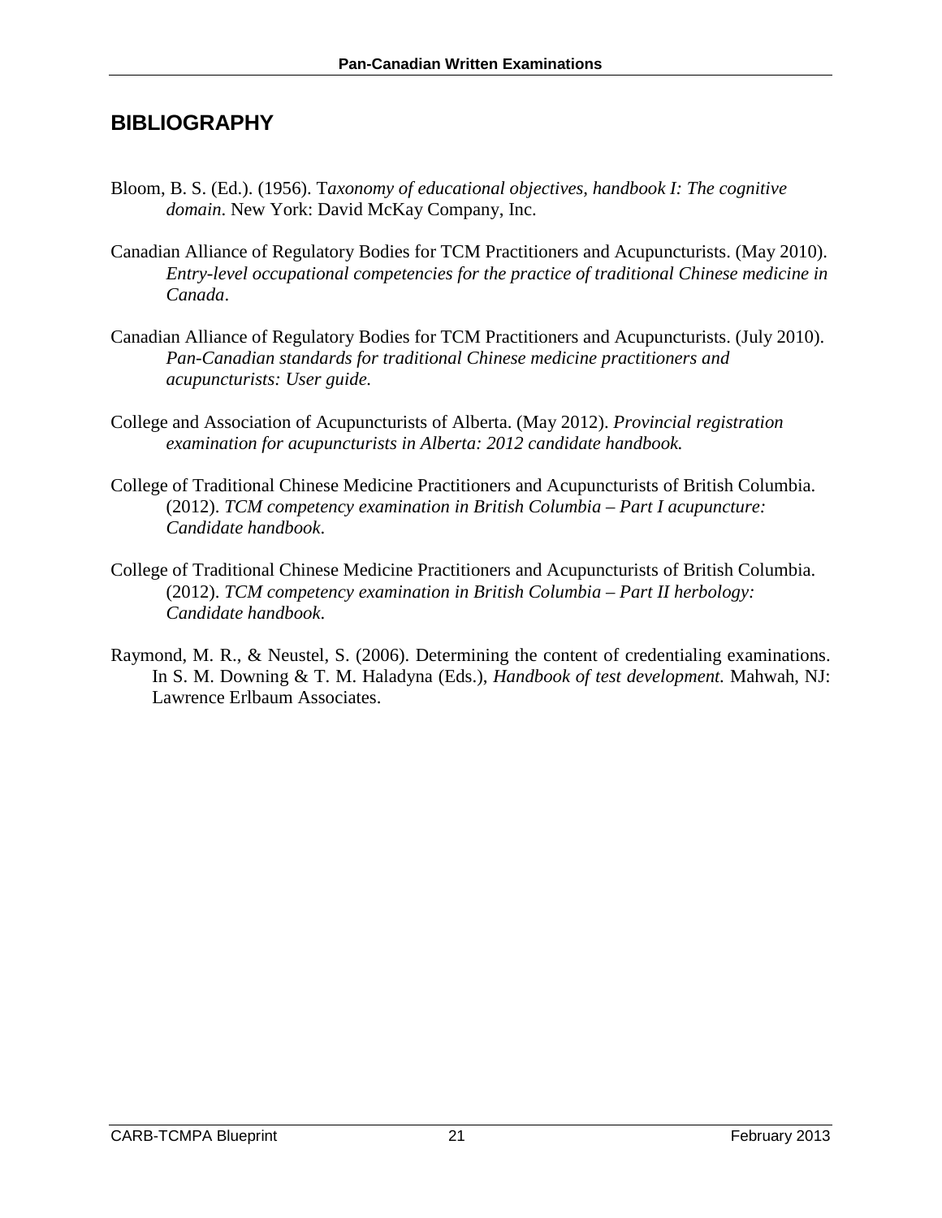## BIBLIOGRAPHY

Bloom, B. S. (Ed.). (1956). T*axonomy of educational objectives, handbook I: The cognitive domain*. New York: David McKay Company, Inc.

Canadian Alliance of Regulatory Bodies for TCM Practitioners and Acupuncturists. (May 2010). *Entry-level occupational competencies for the practice of traditional Chinese medicine in Canada*.

Canadian Alliance of Regulatory Bodies for TCM Practitioners and Acupuncturists. (July 2010). *Pan-Canadian standards for traditional Chinese medicine practitioners and acupuncturists: User guide.*

College and Association of Acupuncturists of Alberta. (May 2012). *Provincial registration examination for acupuncturists in Alberta: 2012 candidate handbook.*

College of Traditional Chinese Medicine Practitioners and Acupuncturists of British Columbia. (2012). *TCM competency examination in British Columbia – Part I acupuncture: Candidate handbook*.

College of Traditional Chinese Medicine Practitioners and Acupuncturists of British Columbia. (2012). *TCM competency examination in British Columbia – Part II herbology: Candidate handbook*.

Raymond, M. R., & Neustel, S. (2006). Determining the content of credentialing examinations. In S. M. Downing & T. M. Haladyna (Eds.), *Handbook of test development.* Mahwah, NJ: Lawrence Erlbaum Associates.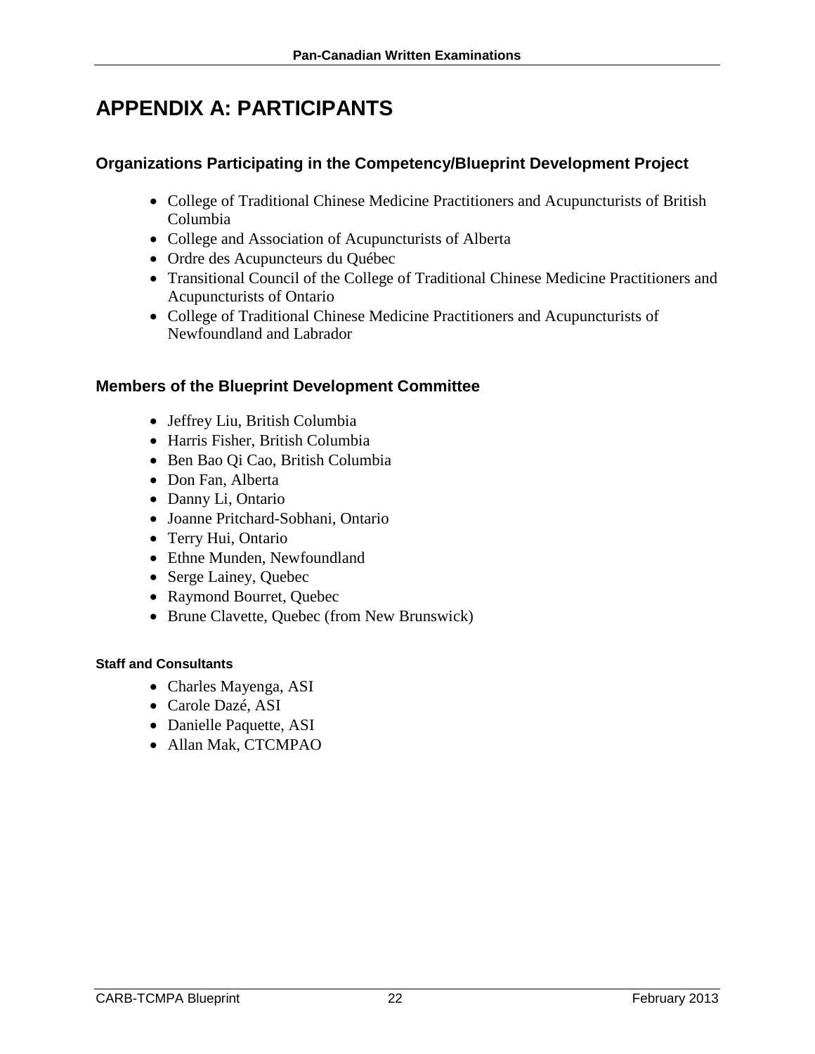# APPENDIX A: PARTICIPANTS

## Organizations Participating in the Competency/Blueprint Development Project

- College of Traditional Chinese Medicine Practitioners and Acupuncturists of British Columbia
- College and Association of Acupuncturists of Alberta
- Ordre des Acupuncteurs du Québec
- Transitional Council of the College of Traditional Chinese Medicine Practitioners and Acupuncturists of Ontario
- College of Traditional Chinese Medicine Practitioners and Acupuncturists of Newfoundland and Labrador

## Members of the Blueprint Development Committee

- Jeffrey Liu, British Columbia
- Harris Fisher, British Columbia
- Ben Bao Qi Cao, British Columbia
- Don Fan, Alberta
- Danny Li, Ontario
- Joanne Pritchard-Sobhani, Ontario
- Terry Hui, Ontario
- Ethne Munden, Newfoundland
- Serge Lainey, Quebec
- Raymond Bourret, Quebec
- Brune Clavette, Quebec (from New Brunswick)

#### Staff and Consultants

- Charles Mayenga, ASI
- Carole Dazé, ASI
- Danielle Paquette, ASI
- Allan Mak, CTCMPAO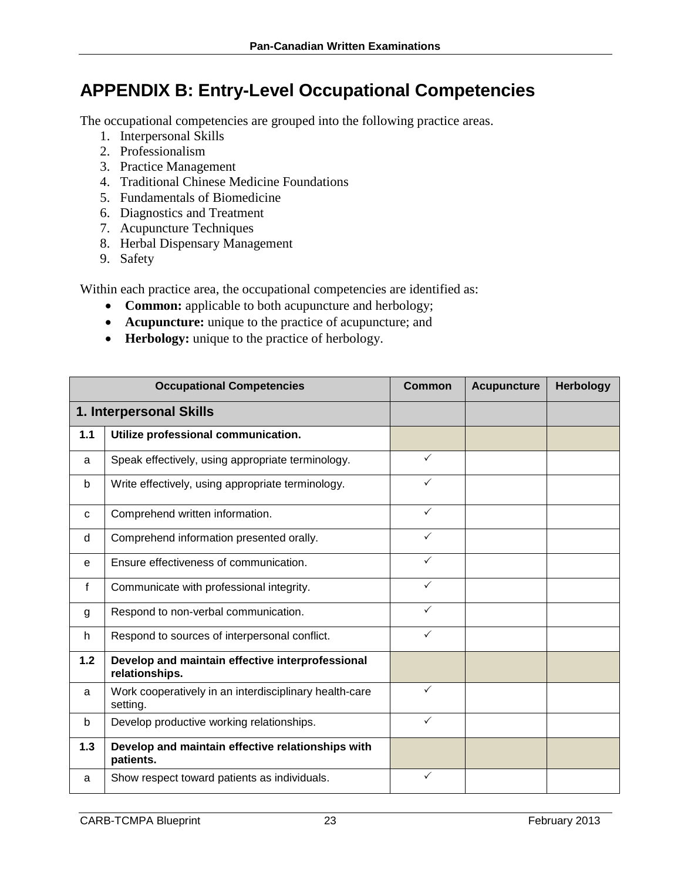# APPENDIX B: Entry-Level Occupational Competencies

The occupational competencies are grouped into the following practice areas.

1. Interpersonal Skills
2. Professionalism
3. Practice Management
4. Traditional Chinese Medicine Foundations
5. Fundamentals of Biomedicine
6. Diagnostics and Treatment
7. Acupuncture Techniques
8. Herbal Dispensary Management
9. Safety

Within each practice area, the occupational competencies are identified as:

- **Common:** applicable to both acupuncture and herbology;
- **Acupuncture:** unique to the practice of acupuncture; and
- **Herbology:** unique to the practice of herbology.

| Occupational Competencies | | Common | Acupuncture | Herbology |
|---|---|---|---|---|
| **1. Interpersonal Skills** | | | | |
| **1.1** | **Utilize professional communication.** | | | |
| a | Speak effectively, using appropriate terminology. | ✓ | | |
| b | Write effectively, using appropriate terminology. | ✓ | | |
| c | Comprehend written information. | ✓ | | |
| d | Comprehend information presented orally. | ✓ | | |
| e | Ensure effectiveness of communication. | ✓ | | |
| f | Communicate with professional integrity. | ✓ | | |
| g | Respond to non-verbal communication. | ✓ | | |
| h | Respond to sources of interpersonal conflict. | ✓ | | |
| **1.2** | **Develop and maintain effective interprofessional relationships.** | | | |
| a | Work cooperatively in an interdisciplinary health-care setting. | ✓ | | |
| b | Develop productive working relationships. | ✓ | | |
| **1.3** | **Develop and maintain effective relationships with patients.** | | | |
| a | Show respect toward patients as individuals. | ✓ | | |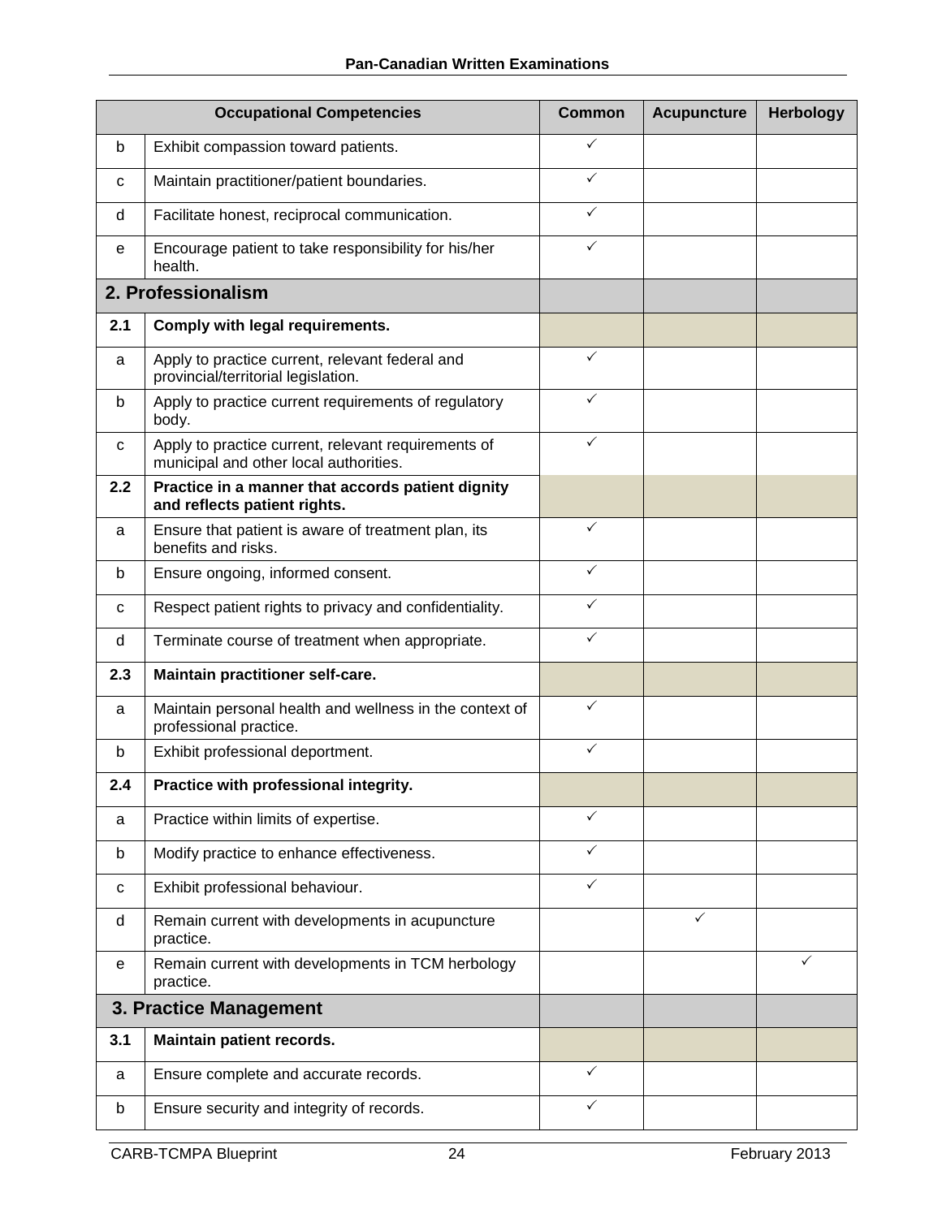| | Occupational Competencies | Common | Acupuncture | Herbology |
|---|---|---|---|---|
| b | Exhibit compassion toward patients. | ✓ | | |
| c | Maintain practitioner/patient boundaries. | ✓ | | |
| d | Facilitate honest, reciprocal communication. | ✓ | | |
| e | Encourage patient to take responsibility for his/her health. | ✓ | | |
| **2. Professionalism** | | | | |
| **2.1** | **Comply with legal requirements.** | | | |
| a | Apply to practice current, relevant federal and provincial/territorial legislation. | ✓ | | |
| b | Apply to practice current requirements of regulatory body. | ✓ | | |
| c | Apply to practice current, relevant requirements of municipal and other local authorities. | ✓ | | |
| **2.2** | **Practice in a manner that accords patient dignity and reflects patient rights.** | | | |
| a | Ensure that patient is aware of treatment plan, its benefits and risks. | ✓ | | |
| b | Ensure ongoing, informed consent. | ✓ | | |
| c | Respect patient rights to privacy and confidentiality. | ✓ | | |
| d | Terminate course of treatment when appropriate. | ✓ | | |
| **2.3** | **Maintain practitioner self-care.** | | | |
| a | Maintain personal health and wellness in the context of professional practice. | ✓ | | |
| b | Exhibit professional deportment. | ✓ | | |
| **2.4** | **Practice with professional integrity.** | | | |
| a | Practice within limits of expertise. | ✓ | | |
| b | Modify practice to enhance effectiveness. | ✓ | | |
| c | Exhibit professional behaviour. | ✓ | | |
| d | Remain current with developments in acupuncture practice. | | ✓ | |
| e | Remain current with developments in TCM herbology practice. | | | ✓ |
| **3. Practice Management** | | | | |
| **3.1** | **Maintain patient records.** | | | |
| a | Ensure complete and accurate records. | ✓ | | |
| b | Ensure security and integrity of records. | ✓ | | |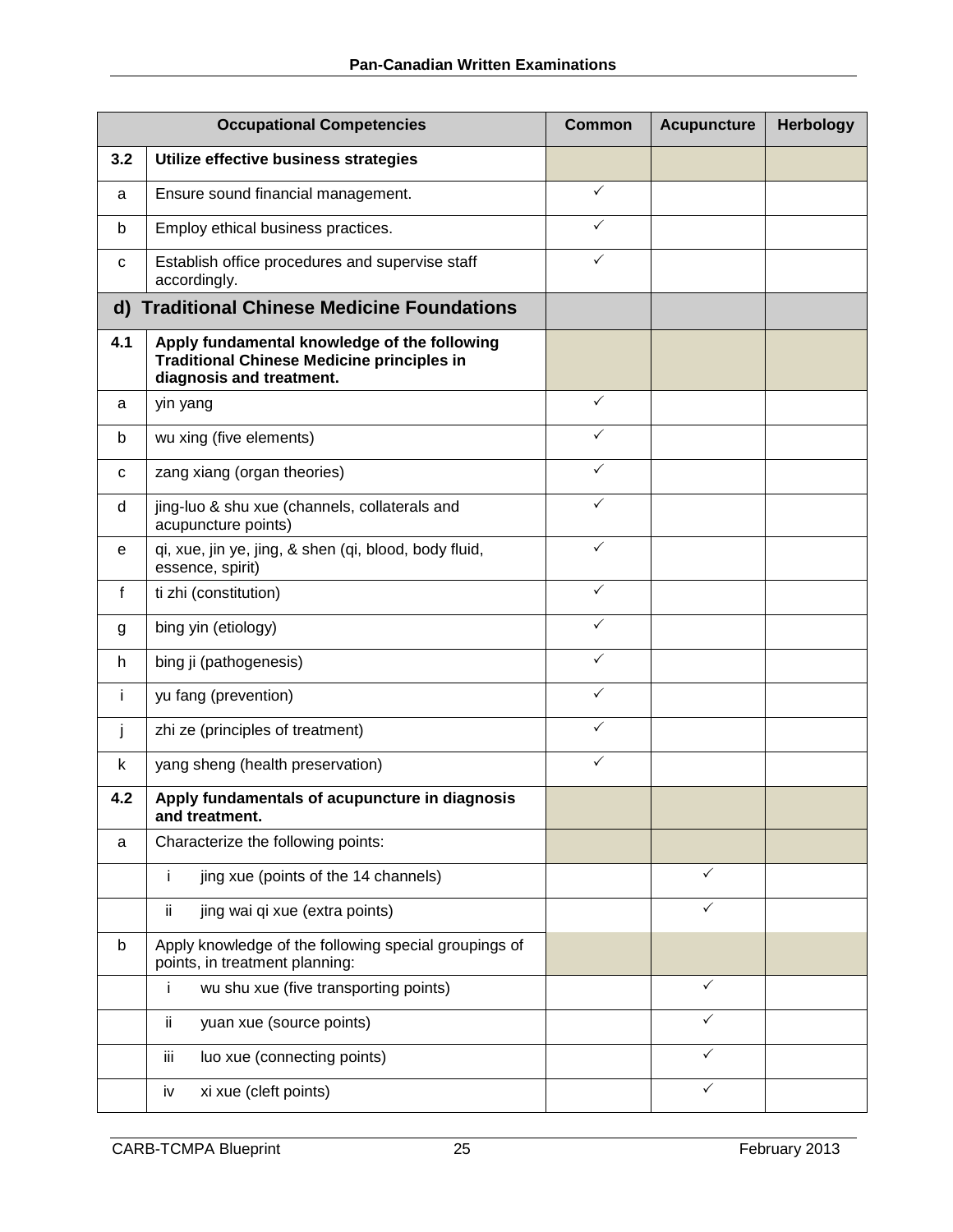| Occupational Competencies | | Common | Acupuncture | Herbology |
|---|---|---|---|---|
| **3.2** | **Utilize effective business strategies** | | | |
| a | Ensure sound financial management. | ✓ | | |
| b | Employ ethical business practices. | ✓ | | |
| c | Establish office procedures and supervise staff accordingly. | ✓ | | |
| **d)** | **Traditional Chinese Medicine Foundations** | | | |
| **4.1** | **Apply fundamental knowledge of the following Traditional Chinese Medicine principles in diagnosis and treatment.** | | | |
| a | yin yang | ✓ | | |
| b | wu xing (five elements) | ✓ | | |
| c | zang xiang (organ theories) | ✓ | | |
| d | jing-luo & shu xue (channels, collaterals and acupuncture points) | ✓ | | |
| e | qi, xue, jin ye, jing, & shen (qi, blood, body fluid, essence, spirit) | ✓ | | |
| f | ti zhi (constitution) | ✓ | | |
| g | bing yin (etiology) | ✓ | | |
| h | bing ji (pathogenesis) | ✓ | | |
| i | yu fang (prevention) | ✓ | | |
| j | zhi ze (principles of treatment) | ✓ | | |
| k | yang sheng (health preservation) | ✓ | | |
| **4.2** | **Apply fundamentals of acupuncture in diagnosis and treatment.** | | | |
| a | Characterize the following points: | | | |
| | i jing xue (points of the 14 channels) | | ✓ | |
| | ii jing wai qi xue (extra points) | | ✓ | |
| b | Apply knowledge of the following special groupings of points, in treatment planning: | | | |
| | i wu shu xue (five transporting points) | | ✓ | |
| | ii yuan xue (source points) | | ✓ | |
| | iii luo xue (connecting points) | | ✓ | |
| | iv xi xue (cleft points) | | ✓ | |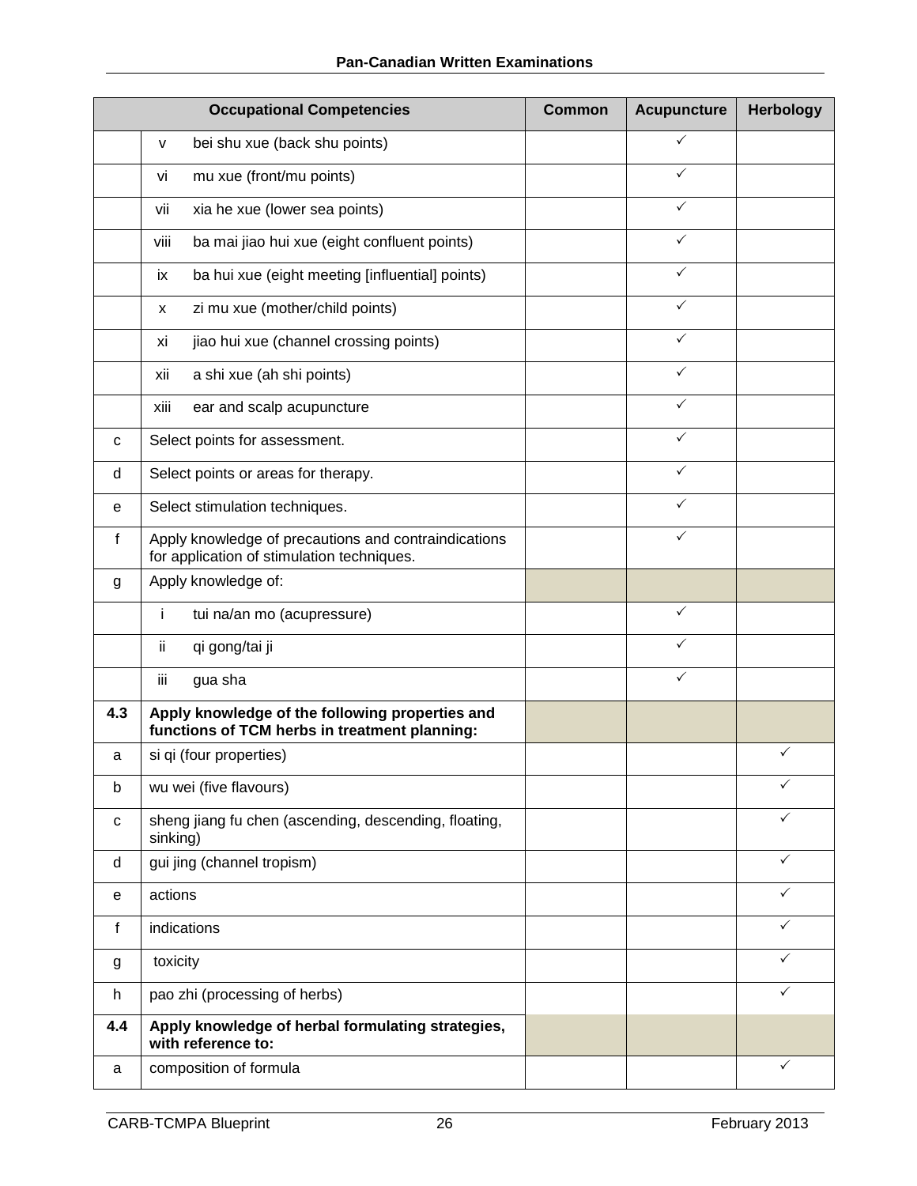| Occupational Competencies | | Common | Acupuncture | Herbology |
|---|---|---|---|---|
| | v bei shu xue (back shu points) | | ✓ | |
| | vi mu xue (front/mu points) | | ✓ | |
| | vii xia he xue (lower sea points) | | ✓ | |
| | viii ba mai jiao hui xue (eight confluent points) | | ✓ | |
| | ix ba hui xue (eight meeting [influential] points) | | ✓ | |
| | x zi mu xue (mother/child points) | | ✓ | |
| | xi jiao hui xue (channel crossing points) | | ✓ | |
| | xii a shi xue (ah shi points) | | ✓ | |
| | xiii ear and scalp acupuncture | | ✓ | |
| c | Select points for assessment. | | ✓ | |
| d | Select points or areas for therapy. | | ✓ | |
| e | Select stimulation techniques. | | ✓ | |
| f | Apply knowledge of precautions and contraindications for application of stimulation techniques. | | ✓ | |
| g | Apply knowledge of: | | | |
| | i tui na/an mo (acupressure) | | ✓ | |
| | ii qi gong/tai ji | | ✓ | |
| | iii gua sha | | ✓ | |
| **4.3** | **Apply knowledge of the following properties and functions of TCM herbs in treatment planning:** | | | |
| a | si qi (four properties) | | | ✓ |
| b | wu wei (five flavours) | | | ✓ |
| c | sheng jiang fu chen (ascending, descending, floating, sinking) | | | ✓ |
| d | gui jing (channel tropism) | | | ✓ |
| e | actions | | | ✓ |
| f | indications | | | ✓ |
| g | toxicity | | | ✓ |
| h | pao zhi (processing of herbs) | | | ✓ |
| **4.4** | **Apply knowledge of herbal formulating strategies, with reference to:** | | | |
| a | composition of formula | | | ✓ |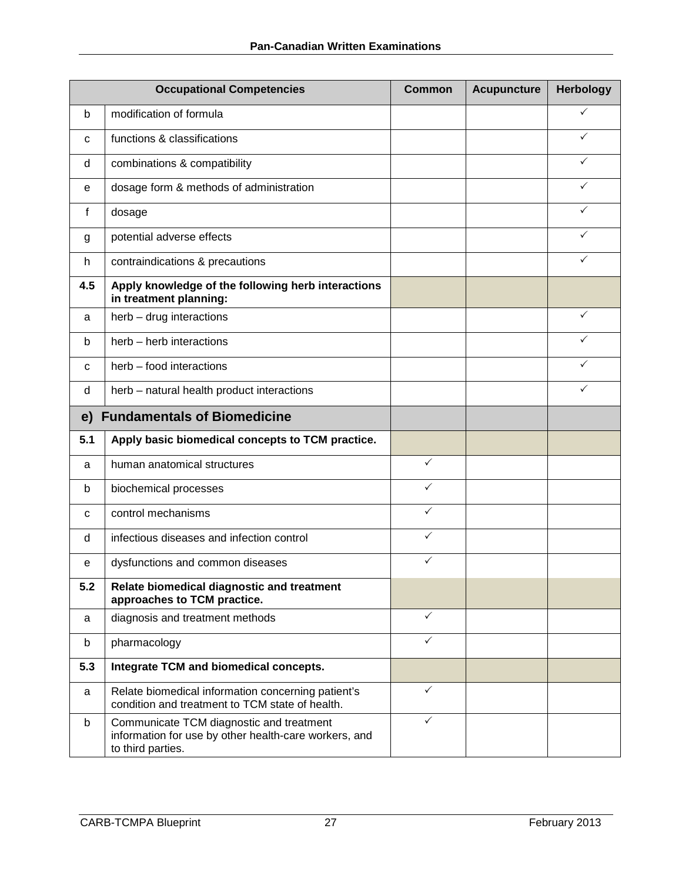| | Occupational Competencies | Common | Acupuncture | Herbology |
|---|---|---|---|---|
| b | modification of formula | | | ✓ |
| c | functions & classifications | | | ✓ |
| d | combinations & compatibility | | | ✓ |
| e | dosage form & methods of administration | | | ✓ |
| f | dosage | | | ✓ |
| g | potential adverse effects | | | ✓ |
| h | contraindications & precautions | | | ✓ |
| **4.5** | **Apply knowledge of the following herb interactions in treatment planning:** | | | |
| a | herb – drug interactions | | | ✓ |
| b | herb – herb interactions | | | ✓ |
| c | herb – food interactions | | | ✓ |
| d | herb – natural health product interactions | | | ✓ |
| **e)** | **Fundamentals of Biomedicine** | | | |
| **5.1** | **Apply basic biomedical concepts to TCM practice.** | | | |
| a | human anatomical structures | ✓ | | |
| b | biochemical processes | ✓ | | |
| c | control mechanisms | ✓ | | |
| d | infectious diseases and infection control | ✓ | | |
| e | dysfunctions and common diseases | ✓ | | |
| **5.2** | **Relate biomedical diagnostic and treatment approaches to TCM practice.** | | | |
| a | diagnosis and treatment methods | ✓ | | |
| b | pharmacology | ✓ | | |
| **5.3** | **Integrate TCM and biomedical concepts.** | | | |
| a | Relate biomedical information concerning patient's condition and treatment to TCM state of health. | ✓ | | |
| b | Communicate TCM diagnostic and treatment information for use by other health-care workers, and to third parties. | ✓ | | |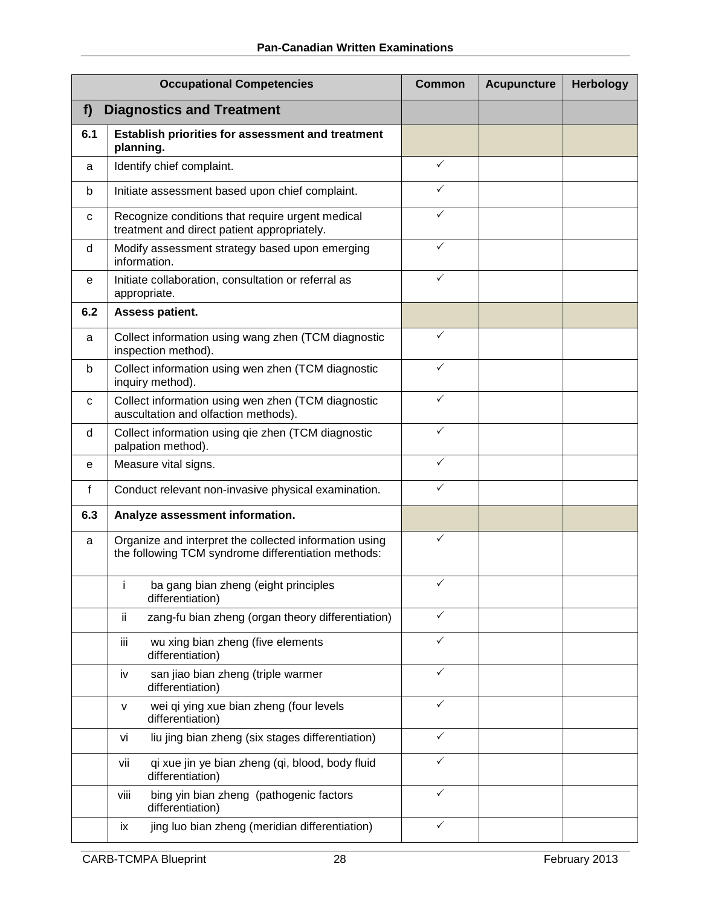| | Occupational Competencies | Common | Acupuncture | Herbology |
|---|---|---|---|---|
| **f)** | **Diagnostics and Treatment** | | | |
| **6.1** | **Establish priorities for assessment and treatment planning.** | | | |
| a | Identify chief complaint. | ✓ | | |
| b | Initiate assessment based upon chief complaint. | ✓ | | |
| c | Recognize conditions that require urgent medical treatment and direct patient appropriately. | ✓ | | |
| d | Modify assessment strategy based upon emerging information. | ✓ | | |
| e | Initiate collaboration, consultation or referral as appropriate. | ✓ | | |
| **6.2** | **Assess patient.** | | | |
| a | Collect information using wang zhen (TCM diagnostic inspection method). | ✓ | | |
| b | Collect information using wen zhen (TCM diagnostic inquiry method). | ✓ | | |
| c | Collect information using wen zhen (TCM diagnostic auscultation and olfaction methods). | ✓ | | |
| d | Collect information using qie zhen (TCM diagnostic palpation method). | ✓ | | |
| e | Measure vital signs. | ✓ | | |
| f | Conduct relevant non-invasive physical examination. | ✓ | | |
| **6.3** | **Analyze assessment information.** | | | |
| a | Organize and interpret the collected information using the following TCM syndrome differentiation methods: | ✓ | | |
| | i ba gang bian zheng (eight principles differentiation) | ✓ | | |
| | ii zang-fu bian zheng (organ theory differentiation) | ✓ | | |
| | iii wu xing bian zheng (five elements differentiation) | ✓ | | |
| | iv san jiao bian zheng (triple warmer differentiation) | ✓ | | |
| | v wei qi ying xue bian zheng (four levels differentiation) | ✓ | | |
| | vi liu jing bian zheng (six stages differentiation) | ✓ | | |
| | vii qi xue jin ye bian zheng (qi, blood, body fluid differentiation) | ✓ | | |
| | viii bing yin bian zheng (pathogenic factors differentiation) | ✓ | | |
| | ix jing luo bian zheng (meridian differentiation) | ✓ | | |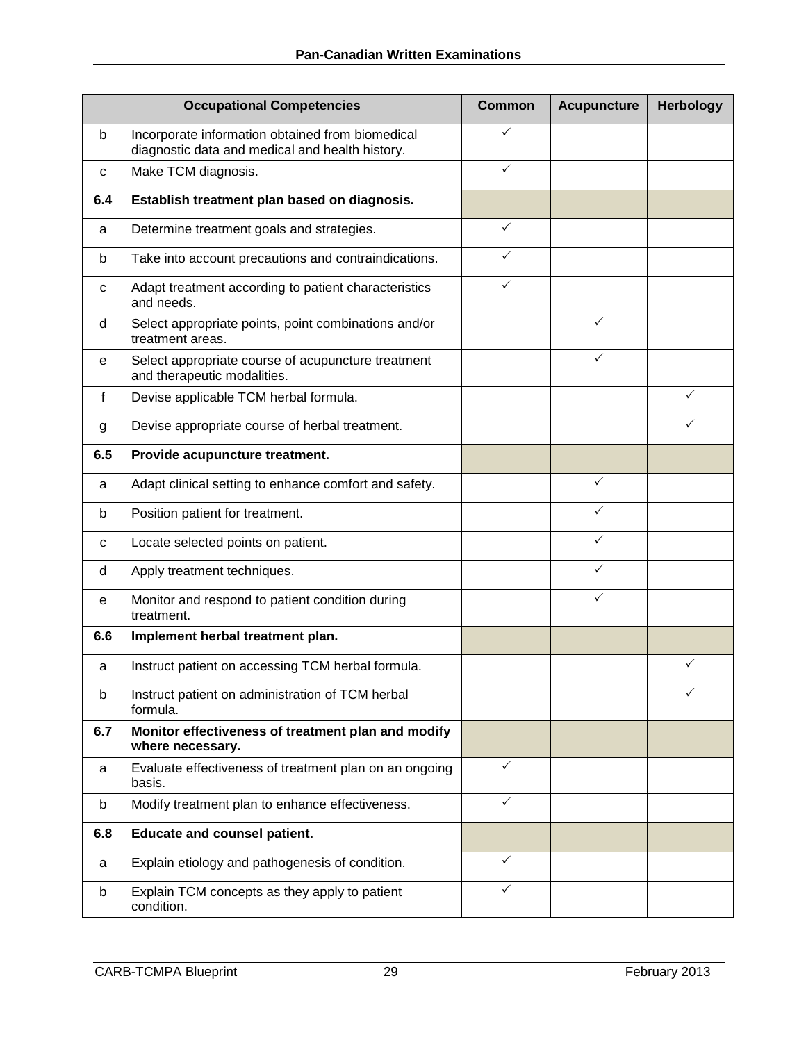| Occupational Competencies | | Common | Acupuncture | Herbology |
|---|---|---|---|---|
| b | Incorporate information obtained from biomedical diagnostic data and medical and health history. | ✓ | | |
| c | Make TCM diagnosis. | ✓ | | |
| **6.4** | **Establish treatment plan based on diagnosis.** | | | |
| a | Determine treatment goals and strategies. | ✓ | | |
| b | Take into account precautions and contraindications. | ✓ | | |
| c | Adapt treatment according to patient characteristics and needs. | ✓ | | |
| d | Select appropriate points, point combinations and/or treatment areas. | | ✓ | |
| e | Select appropriate course of acupuncture treatment and therapeutic modalities. | | ✓ | |
| f | Devise applicable TCM herbal formula. | | | ✓ |
| g | Devise appropriate course of herbal treatment. | | | ✓ |
| **6.5** | **Provide acupuncture treatment.** | | | |
| a | Adapt clinical setting to enhance comfort and safety. | | ✓ | |
| b | Position patient for treatment. | | ✓ | |
| c | Locate selected points on patient. | | ✓ | |
| d | Apply treatment techniques. | | ✓ | |
| e | Monitor and respond to patient condition during treatment. | | ✓ | |
| **6.6** | **Implement herbal treatment plan.** | | | |
| a | Instruct patient on accessing TCM herbal formula. | | | ✓ |
| b | Instruct patient on administration of TCM herbal formula. | | | ✓ |
| **6.7** | **Monitor effectiveness of treatment plan and modify where necessary.** | | | |
| a | Evaluate effectiveness of treatment plan on an ongoing basis. | ✓ | | |
| b | Modify treatment plan to enhance effectiveness. | ✓ | | |
| **6.8** | **Educate and counsel patient.** | | | |
| a | Explain etiology and pathogenesis of condition. | ✓ | | |
| b | Explain TCM concepts as they apply to patient condition. | ✓ | | |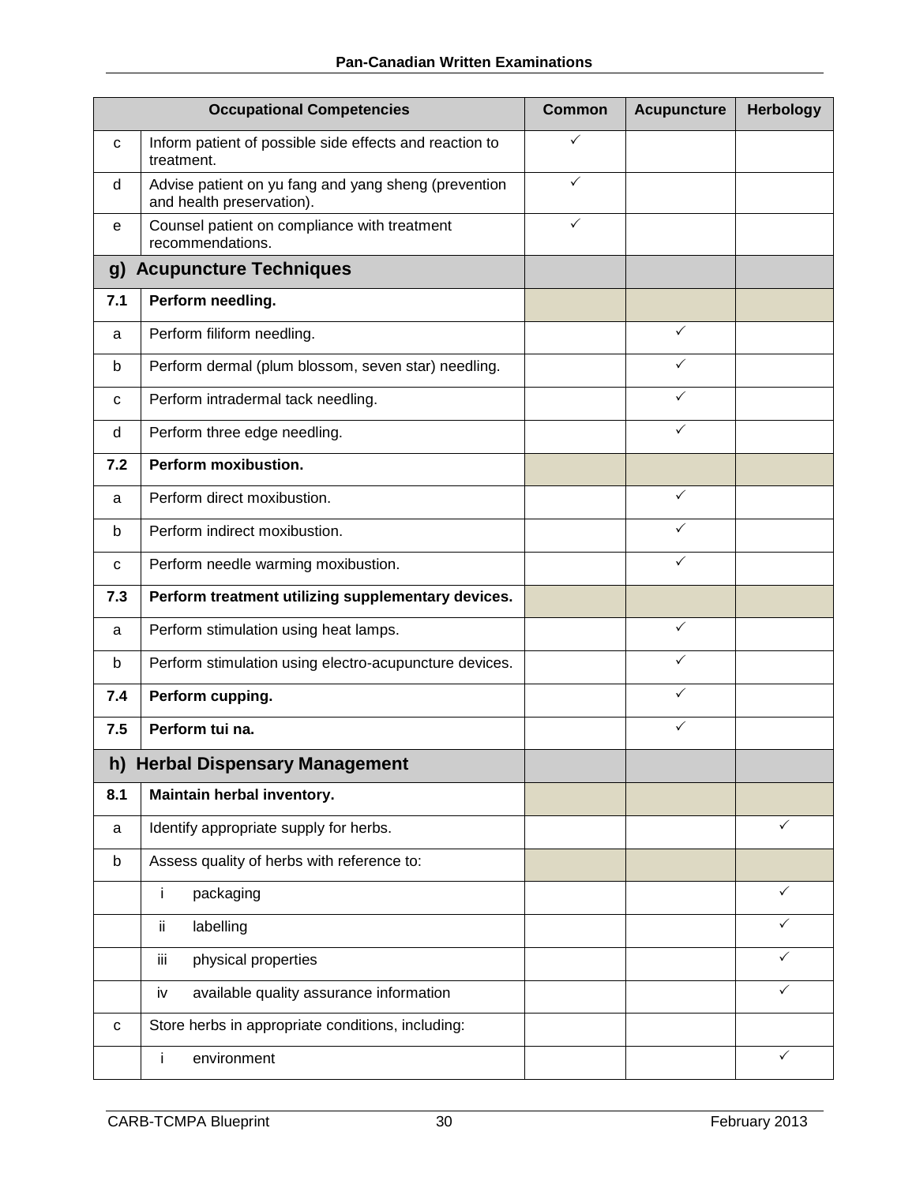| | Occupational Competencies | Common | Acupuncture | Herbology |
|---|---|---|---|---|
| c | Inform patient of possible side effects and reaction to treatment. | ✓ | | |
| d | Advise patient on yu fang and yang sheng (prevention and health preservation). | ✓ | | |
| e | Counsel patient on compliance with treatment recommendations. | ✓ | | |
| **g)** | **Acupuncture Techniques** | | | |
| **7.1** | **Perform needling.** | | | |
| a | Perform filiform needling. | | ✓ | |
| b | Perform dermal (plum blossom, seven star) needling. | | ✓ | |
| c | Perform intradermal tack needling. | | ✓ | |
| d | Perform three edge needling. | | ✓ | |
| **7.2** | **Perform moxibustion.** | | | |
| a | Perform direct moxibustion. | | ✓ | |
| b | Perform indirect moxibustion. | | ✓ | |
| c | Perform needle warming moxibustion. | | ✓ | |
| **7.3** | **Perform treatment utilizing supplementary devices.** | | | |
| a | Perform stimulation using heat lamps. | | ✓ | |
| b | Perform stimulation using electro-acupuncture devices. | | ✓ | |
| **7.4** | **Perform cupping.** | | ✓ | |
| **7.5** | **Perform tui na.** | | ✓ | |
| **h)** | **Herbal Dispensary Management** | | | |
| **8.1** | **Maintain herbal inventory.** | | | |
| a | Identify appropriate supply for herbs. | | | ✓ |
| b | Assess quality of herbs with reference to: | | | |
| | i packaging | | | ✓ |
| | ii labelling | | | ✓ |
| | iii physical properties | | | ✓ |
| | iv available quality assurance information | | | ✓ |
| c | Store herbs in appropriate conditions, including: | | | |
| | i environment | | | ✓ |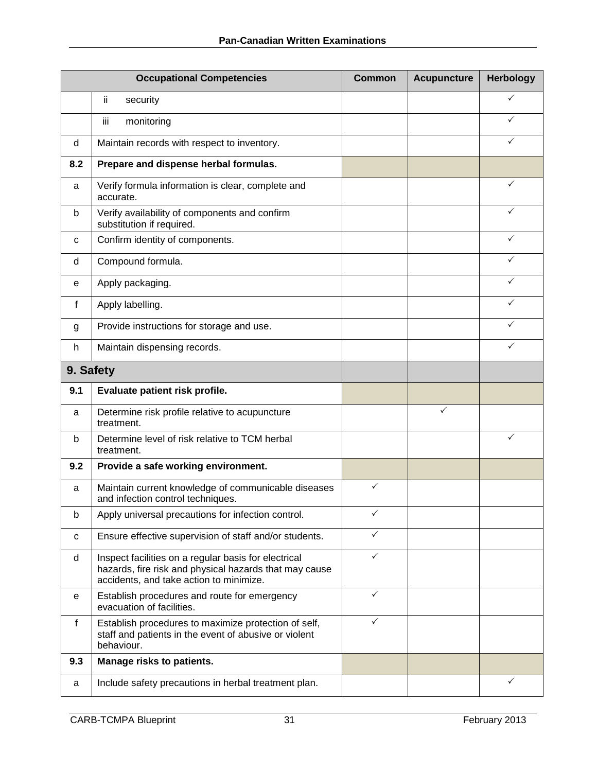| Occupational Competencies | | Common | Acupuncture | Herbology |
|---|---|---|---|---|
| | ii security | | | ✓ |
| | iii monitoring | | | ✓ |
| d | Maintain records with respect to inventory. | | | ✓ |
| **8.2** | **Prepare and dispense herbal formulas.** | | | |
| a | Verify formula information is clear, complete and accurate. | | | ✓ |
| b | Verify availability of components and confirm substitution if required. | | | ✓ |
| c | Confirm identity of components. | | | ✓ |
| d | Compound formula. | | | ✓ |
| e | Apply packaging. | | | ✓ |
| f | Apply labelling. | | | ✓ |
| g | Provide instructions for storage and use. | | | ✓ |
| h | Maintain dispensing records. | | | ✓ |
| **9. Safety** | | | | |
| **9.1** | **Evaluate patient risk profile.** | | | |
| a | Determine risk profile relative to acupuncture treatment. | | ✓ | |
| b | Determine level of risk relative to TCM herbal treatment. | | | ✓ |
| **9.2** | **Provide a safe working environment.** | | | |
| a | Maintain current knowledge of communicable diseases and infection control techniques. | ✓ | | |
| b | Apply universal precautions for infection control. | ✓ | | |
| c | Ensure effective supervision of staff and/or students. | ✓ | | |
| d | Inspect facilities on a regular basis for electrical hazards, fire risk and physical hazards that may cause accidents, and take action to minimize. | ✓ | | |
| e | Establish procedures and route for emergency evacuation of facilities. | ✓ | | |
| f | Establish procedures to maximize protection of self, staff and patients in the event of abusive or violent behaviour. | ✓ | | |
| **9.3** | **Manage risks to patients.** | | | |
| a | Include safety precautions in herbal treatment plan. | | | ✓ |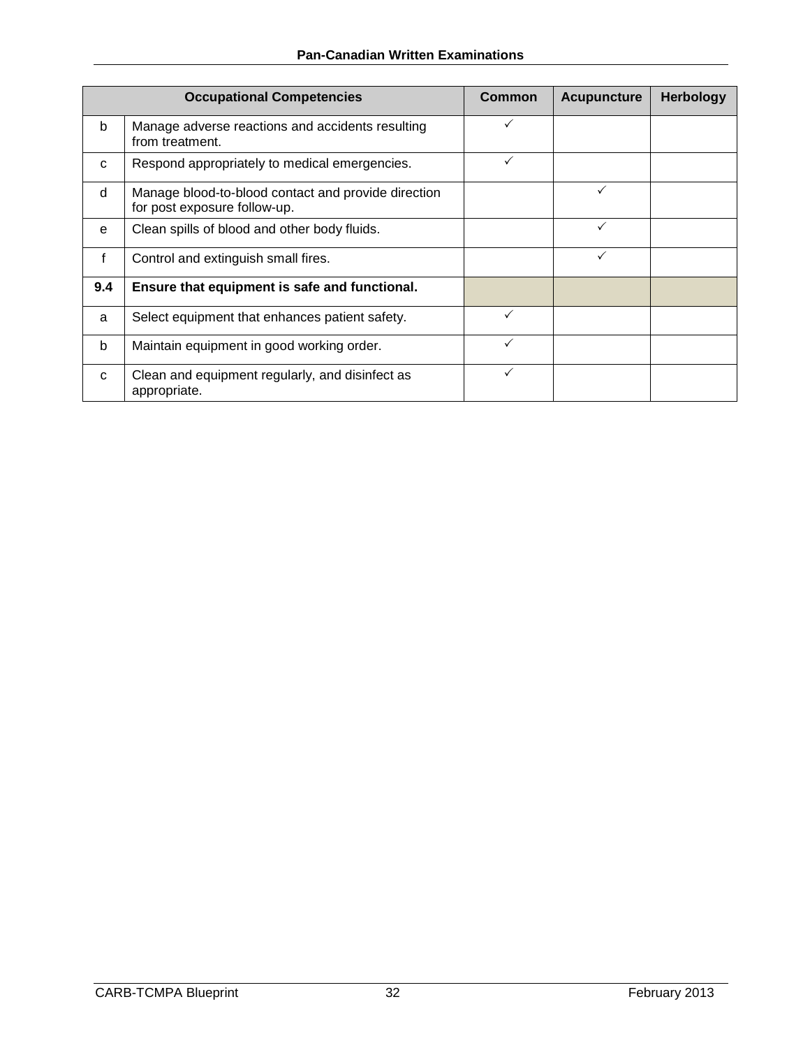| Occupational Competencies | | Common | Acupuncture | Herbology |
|---|---|---|---|---|
| b | Manage adverse reactions and accidents resulting from treatment. | ✓ | | |
| c | Respond appropriately to medical emergencies. | ✓ | | |
| d | Manage blood-to-blood contact and provide direction for post exposure follow-up. | | ✓ | |
| e | Clean spills of blood and other body fluids. | | ✓ | |
| f | Control and extinguish small fires. | | ✓ | |
| **9.4** | **Ensure that equipment is safe and functional.** | | | |
| a | Select equipment that enhances patient safety. | ✓ | | |
| b | Maintain equipment in good working order. | ✓ | | |
| c | Clean and equipment regularly, and disinfect as appropriate. | ✓ | | |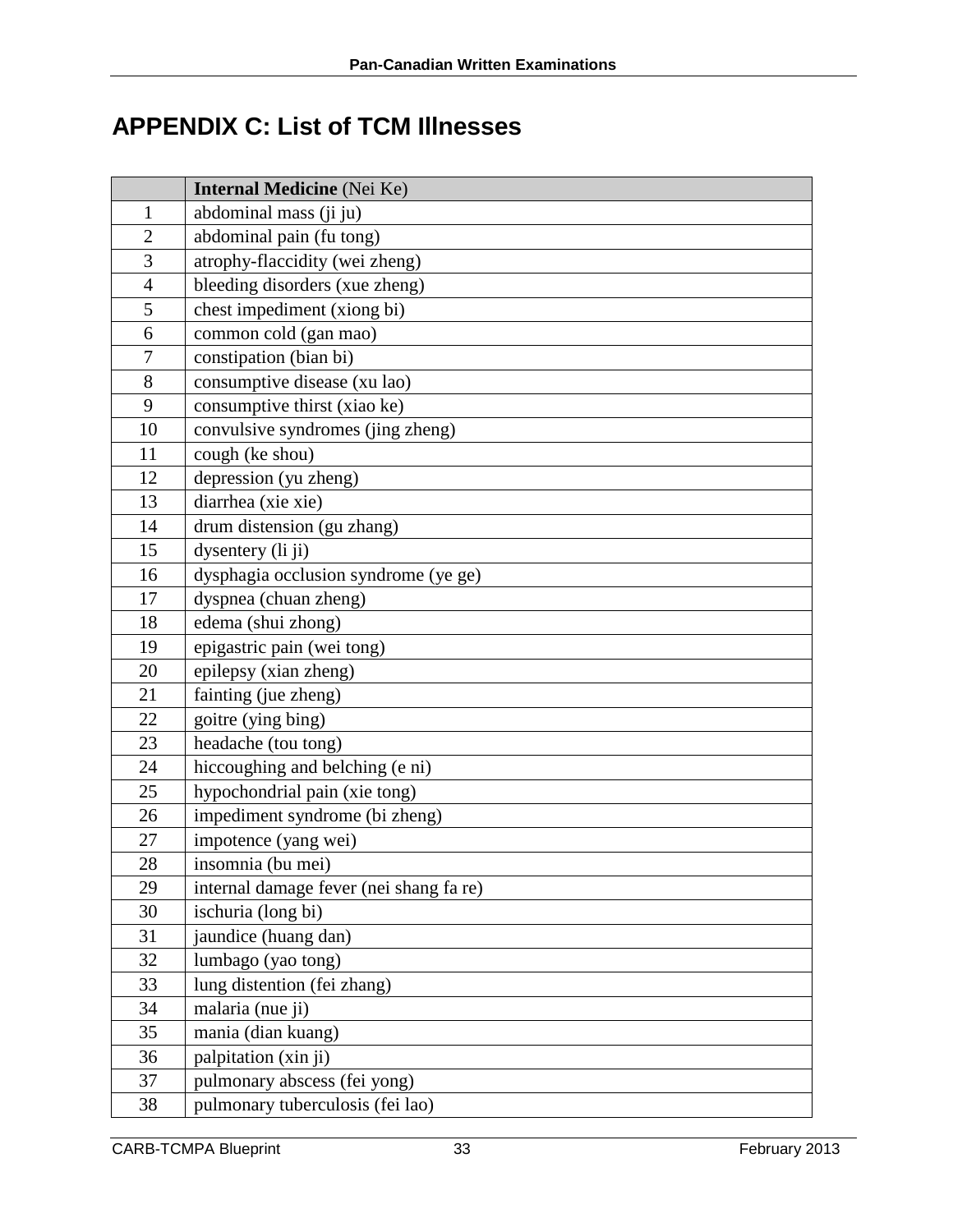# APPENDIX C: List of TCM Illnesses

| | **Internal Medicine** (Nei Ke) |
|---|---|
| 1 | abdominal mass (ji ju) |
| 2 | abdominal pain (fu tong) |
| 3 | atrophy-flaccidity (wei zheng) |
| 4 | bleeding disorders (xue zheng) |
| 5 | chest impediment (xiong bi) |
| 6 | common cold (gan mao) |
| 7 | constipation (bian bi) |
| 8 | consumptive disease (xu lao) |
| 9 | consumptive thirst (xiao ke) |
| 10 | convulsive syndromes (jing zheng) |
| 11 | cough (ke shou) |
| 12 | depression (yu zheng) |
| 13 | diarrhea (xie xie) |
| 14 | drum distension (gu zhang) |
| 15 | dysentery (li ji) |
| 16 | dysphagia occlusion syndrome (ye ge) |
| 17 | dyspnea (chuan zheng) |
| 18 | edema (shui zhong) |
| 19 | epigastric pain (wei tong) |
| 20 | epilepsy (xian zheng) |
| 21 | fainting (jue zheng) |
| 22 | goitre (ying bing) |
| 23 | headache (tou tong) |
| 24 | hiccoughing and belching (e ni) |
| 25 | hypochondrial pain (xie tong) |
| 26 | impediment syndrome (bi zheng) |
| 27 | impotence (yang wei) |
| 28 | insomnia (bu mei) |
| 29 | internal damage fever (nei shang fa re) |
| 30 | ischuria (long bi) |
| 31 | jaundice (huang dan) |
| 32 | lumbago (yao tong) |
| 33 | lung distention (fei zhang) |
| 34 | malaria (nue ji) |
| 35 | mania (dian kuang) |
| 36 | palpitation (xin ji) |
| 37 | pulmonary abscess (fei yong) |
| 38 | pulmonary tuberculosis (fei lao) |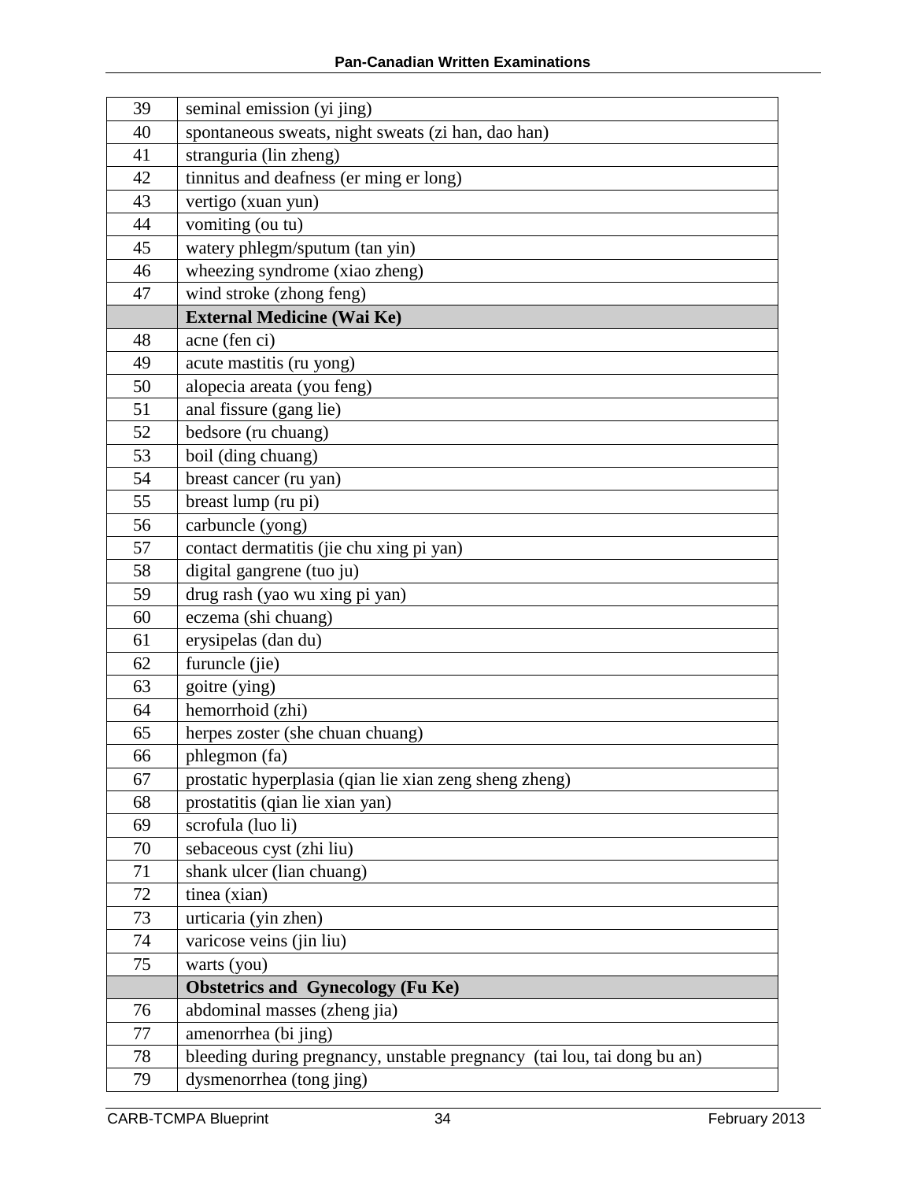| 39 | seminal emission (yi jing) |
|---|---|
| 40 | spontaneous sweats, night sweats (zi han, dao han) |
| 41 | stranguria (lin zheng) |
| 42 | tinnitus and deafness (er ming er long) |
| 43 | vertigo (xuan yun) |
| 44 | vomiting (ou tu) |
| 45 | watery phlegm/sputum (tan yin) |
| 46 | wheezing syndrome (xiao zheng) |
| 47 | wind stroke (zhong feng) |
| | **External Medicine (Wai Ke)** |
| 48 | acne (fen ci) |
| 49 | acute mastitis (ru yong) |
| 50 | alopecia areata (you feng) |
| 51 | anal fissure (gang lie) |
| 52 | bedsore (ru chuang) |
| 53 | boil (ding chuang) |
| 54 | breast cancer (ru yan) |
| 55 | breast lump (ru pi) |
| 56 | carbuncle (yong) |
| 57 | contact dermatitis (jie chu xing pi yan) |
| 58 | digital gangrene (tuo ju) |
| 59 | drug rash (yao wu xing pi yan) |
| 60 | eczema (shi chuang) |
| 61 | erysipelas (dan du) |
| 62 | furuncle (jie) |
| 63 | goitre (ying) |
| 64 | hemorrhoid (zhi) |
| 65 | herpes zoster (she chuan chuang) |
| 66 | phlegmon (fa) |
| 67 | prostatic hyperplasia (qian lie xian zeng sheng zheng) |
| 68 | prostatitis (qian lie xian yan) |
| 69 | scrofula (luo li) |
| 70 | sebaceous cyst (zhi liu) |
| 71 | shank ulcer (lian chuang) |
| 72 | tinea (xian) |
| 73 | urticaria (yin zhen) |
| 74 | varicose veins (jin liu) |
| 75 | warts (you) |
| | **Obstetrics and Gynecology (Fu Ke)** |
| 76 | abdominal masses (zheng jia) |
| 77 | amenorrhea (bi jing) |
| 78 | bleeding during pregnancy, unstable pregnancy (tai lou, tai dong bu an) |
| 79 | dysmenorrhea (tong jing) |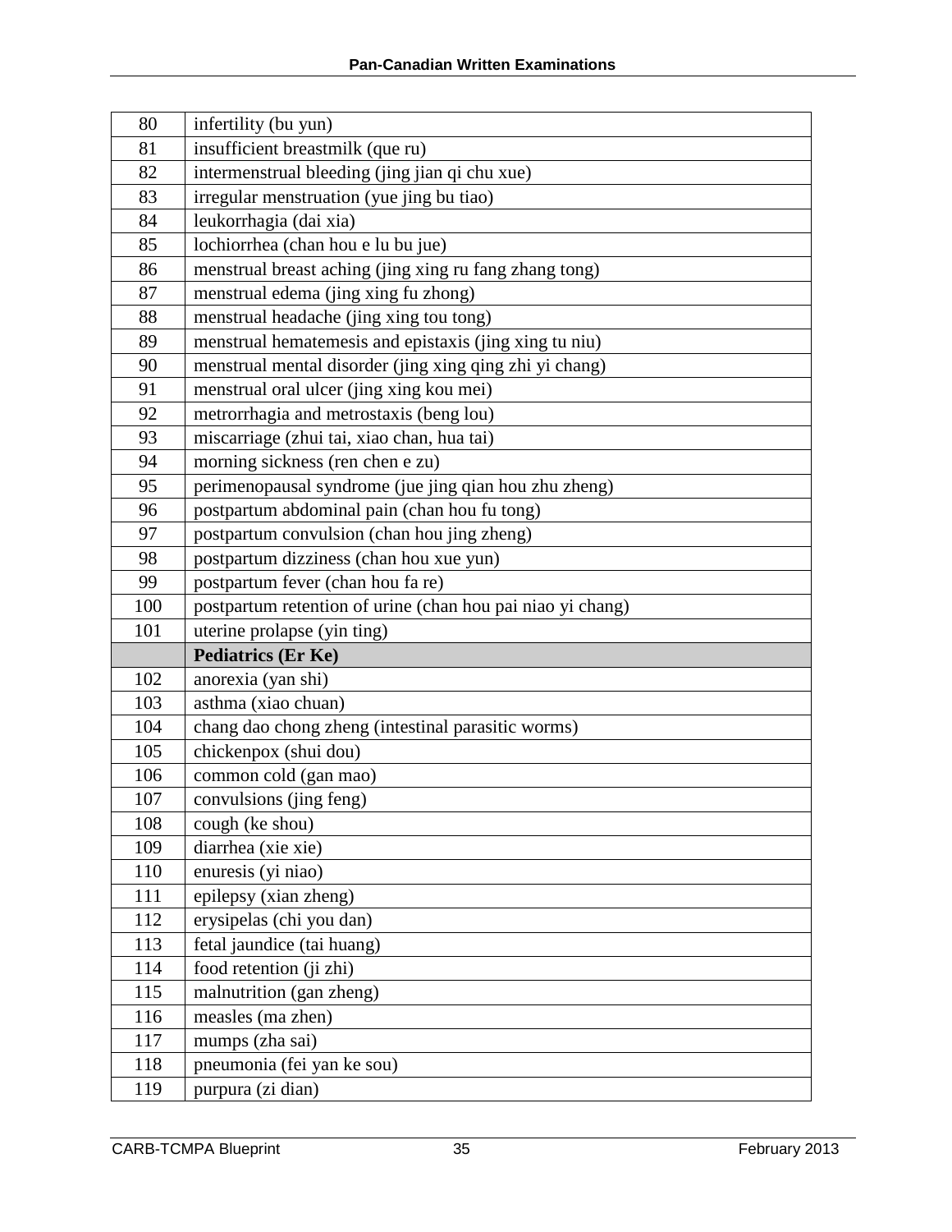| | |
|---|---|
| 80 | infertility (bu yun) |
| 81 | insufficient breastmilk (que ru) |
| 82 | intermenstrual bleeding (jing jian qi chu xue) |
| 83 | irregular menstruation (yue jing bu tiao) |
| 84 | leukorrhagia (dai xia) |
| 85 | lochiorrhea (chan hou e lu bu jue) |
| 86 | menstrual breast aching (jing xing ru fang zhang tong) |
| 87 | menstrual edema (jing xing fu zhong) |
| 88 | menstrual headache (jing xing tou tong) |
| 89 | menstrual hematemesis and epistaxis (jing xing tu niu) |
| 90 | menstrual mental disorder (jing xing qing zhi yi chang) |
| 91 | menstrual oral ulcer (jing xing kou mei) |
| 92 | metrorrhagia and metrostaxis (beng lou) |
| 93 | miscarriage (zhui tai, xiao chan, hua tai) |
| 94 | morning sickness (ren chen e zu) |
| 95 | perimenopausal syndrome (jue jing qian hou zhu zheng) |
| 96 | postpartum abdominal pain (chan hou fu tong) |
| 97 | postpartum convulsion (chan hou jing zheng) |
| 98 | postpartum dizziness (chan hou xue yun) |
| 99 | postpartum fever (chan hou fa re) |
| 100 | postpartum retention of urine (chan hou pai niao yi chang) |
| 101 | uterine prolapse (yin ting) |
| | **Pediatrics (Er Ke)** |
| 102 | anorexia (yan shi) |
| 103 | asthma (xiao chuan) |
| 104 | chang dao chong zheng (intestinal parasitic worms) |
| 105 | chickenpox (shui dou) |
| 106 | common cold (gan mao) |
| 107 | convulsions (jing feng) |
| 108 | cough (ke shou) |
| 109 | diarrhea (xie xie) |
| 110 | enuresis (yi niao) |
| 111 | epilepsy (xian zheng) |
| 112 | erysipelas (chi you dan) |
| 113 | fetal jaundice (tai huang) |
| 114 | food retention (ji zhi) |
| 115 | malnutrition (gan zheng) |
| 116 | measles (ma zhen) |
| 117 | mumps (zha sai) |
| 118 | pneumonia (fei yan ke sou) |
| 119 | purpura (zi dian) |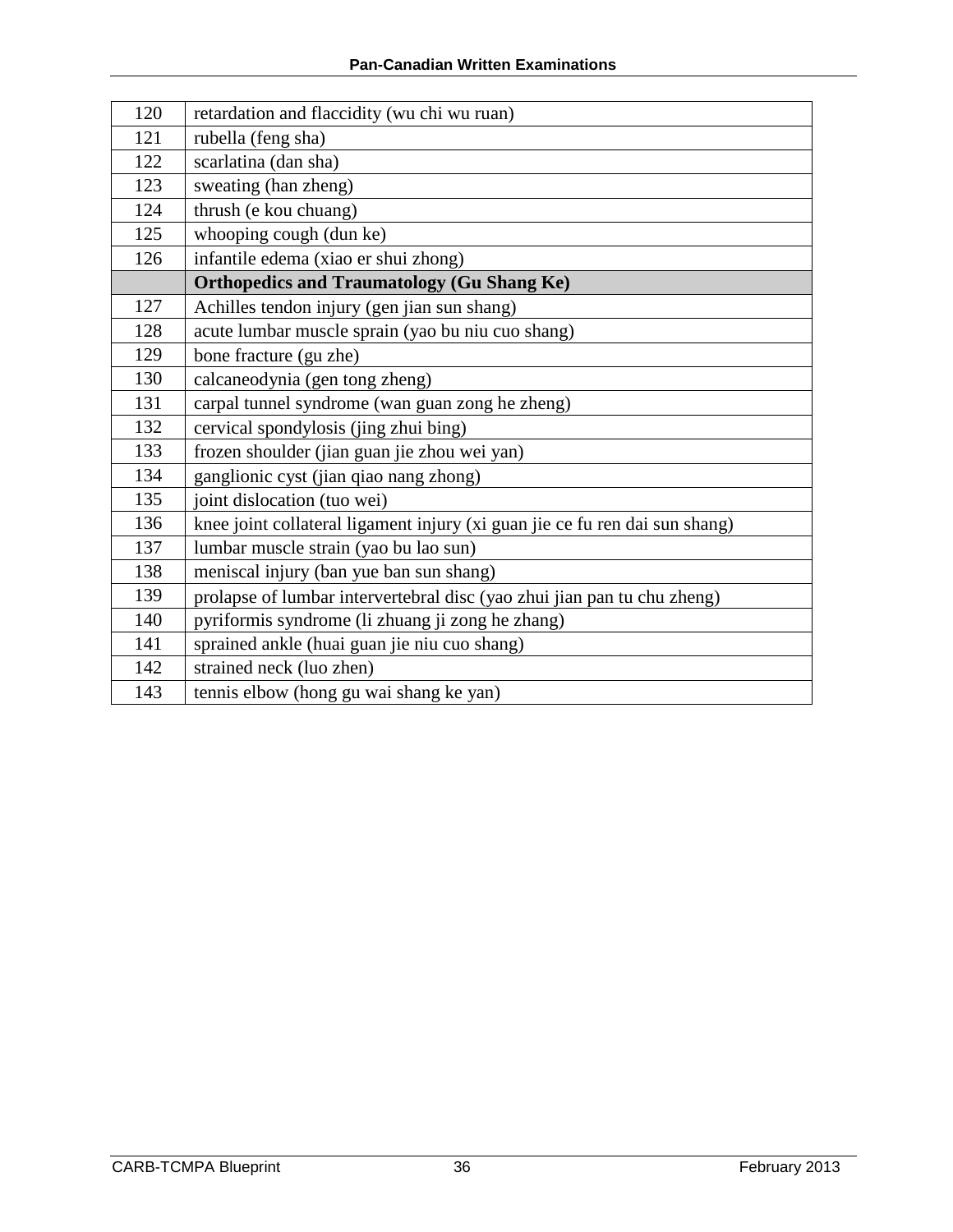| | |
|---|---|
| 120 | retardation and flaccidity (wu chi wu ruan) |
| 121 | rubella (feng sha) |
| 122 | scarlatina (dan sha) |
| 123 | sweating (han zheng) |
| 124 | thrush (e kou chuang) |
| 125 | whooping cough (dun ke) |
| 126 | infantile edema (xiao er shui zhong) |
| | **Orthopedics and Traumatology (Gu Shang Ke)** |
| 127 | Achilles tendon injury (gen jian sun shang) |
| 128 | acute lumbar muscle sprain (yao bu niu cuo shang) |
| 129 | bone fracture (gu zhe) |
| 130 | calcaneodynia (gen tong zheng) |
| 131 | carpal tunnel syndrome (wan guan zong he zheng) |
| 132 | cervical spondylosis (jing zhui bing) |
| 133 | frozen shoulder (jian guan jie zhou wei yan) |
| 134 | ganglionic cyst (jian qiao nang zhong) |
| 135 | joint dislocation (tuo wei) |
| 136 | knee joint collateral ligament injury (xi guan jie ce fu ren dai sun shang) |
| 137 | lumbar muscle strain (yao bu lao sun) |
| 138 | meniscal injury (ban yue ban sun shang) |
| 139 | prolapse of lumbar intervertebral disc (yao zhui jian pan tu chu zheng) |
| 140 | pyriformis syndrome (li zhuang ji zong he zhang) |
| 141 | sprained ankle (huai guan jie niu cuo shang) |
| 142 | strained neck (luo zhen) |
| 143 | tennis elbow (hong gu wai shang ke yan) |